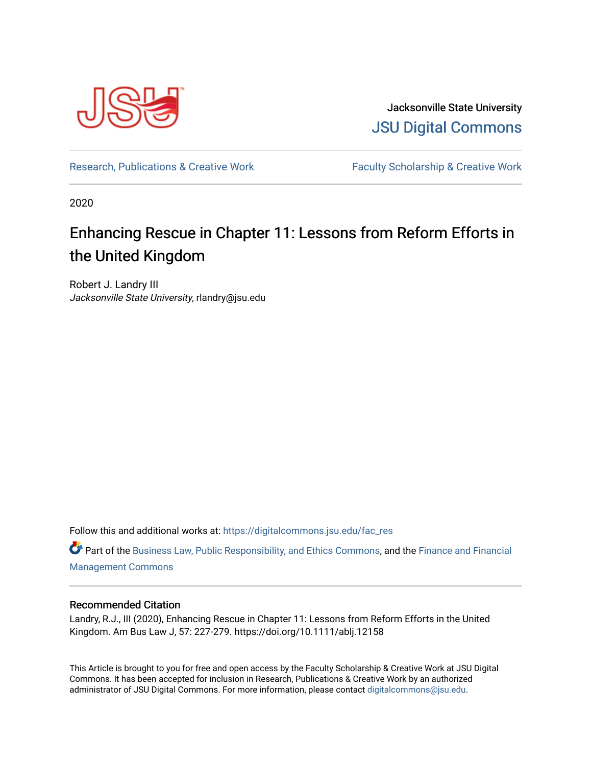Jacksonville State University

JSU Digital Commons

Research, Publications & Creative Work

Faculty Scholarship & Creative Work

2020

# Enhancing Rescue in Chapter 11: Lessons from Reform Efforts in the United Kingdom

Robert J. Landry III
*Jacksonville State University*, rlandry@jsu.edu

Follow this and additional works at: https://digitalcommons.jsu.edu/fac_res

Part of the Business Law, Public Responsibility, and Ethics Commons, and the Finance and Financial Management Commons

## Recommended Citation

Landry, R.J., III (2020), Enhancing Rescue in Chapter 11: Lessons from Reform Efforts in the United Kingdom. Am Bus Law J, 57: 227-279. https://doi.org/10.1111/ablj.12158

This Article is brought to you for free and open access by the Faculty Scholarship & Creative Work at JSU Digital Commons. It has been accepted for inclusion in Research, Publications & Creative Work by an authorized administrator of JSU Digital Commons. For more information, please contact digitalcommons@jsu.edu.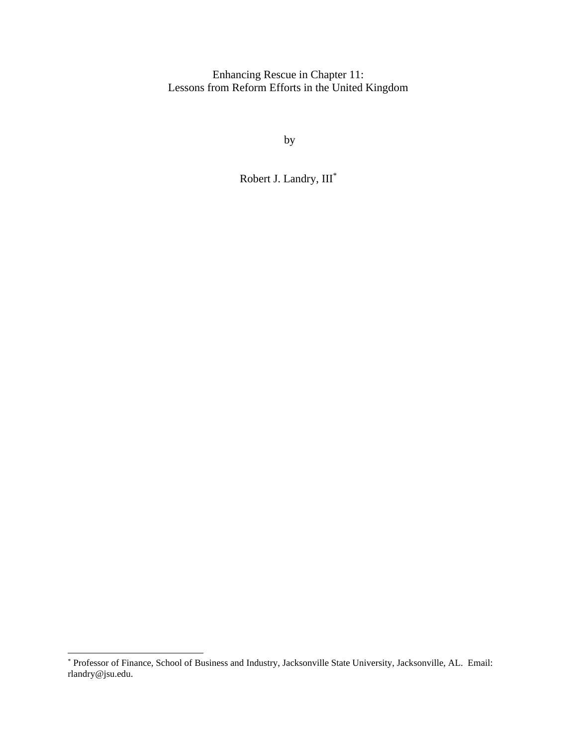# Enhancing Rescue in Chapter 11:
# Lessons from Reform Efforts in the United Kingdom

by

Robert J. Landry, III[*]

---

[*] Professor of Finance, School of Business and Industry, Jacksonville State University, Jacksonville, AL. Email: rlandry@jsu.edu.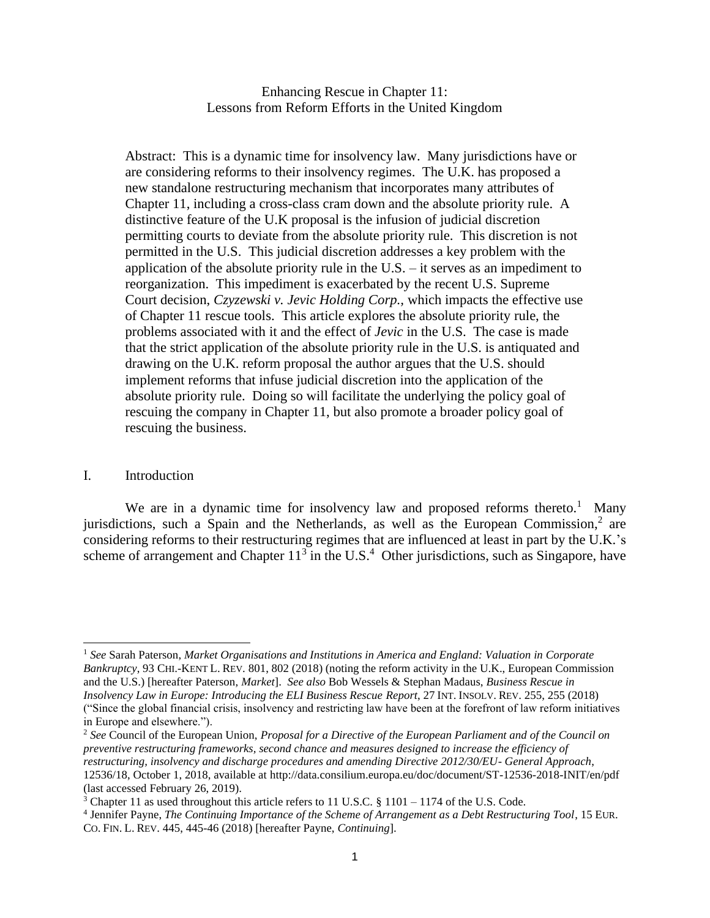Enhancing Rescue in Chapter 11:
Lessons from Reform Efforts in the United Kingdom

> Abstract: This is a dynamic time for insolvency law. Many jurisdictions have or are considering reforms to their insolvency regimes. The U.K. has proposed a new standalone restructuring mechanism that incorporates many attributes of Chapter 11, including a cross-class cram down and the absolute priority rule. A distinctive feature of the U.K proposal is the infusion of judicial discretion permitting courts to deviate from the absolute priority rule. This discretion is not permitted in the U.S. This judicial discretion addresses a key problem with the application of the absolute priority rule in the U.S. – it serves as an impediment to reorganization. This impediment is exacerbated by the recent U.S. Supreme Court decision, *Czyzewski v. Jevic Holding Corp.*, which impacts the effective use of Chapter 11 rescue tools. This article explores the absolute priority rule, the problems associated with it and the effect of *Jevic* in the U.S. The case is made that the strict application of the absolute priority rule in the U.S. is antiquated and drawing on the U.K. reform proposal the author argues that the U.S. should implement reforms that infuse judicial discretion into the application of the absolute priority rule. Doing so will facilitate the underlying the policy goal of rescuing the company in Chapter 11, but also promote a broader policy goal of rescuing the business.

## I. Introduction

We are in a dynamic time for insolvency law and proposed reforms thereto.[1] Many jurisdictions, such a Spain and the Netherlands, as well as the European Commission,[2] are considering reforms to their restructuring regimes that are influenced at least in part by the U.K.'s scheme of arrangement and Chapter 11[3] in the U.S.[4] Other jurisdictions, such as Singapore, have

---

[1] *See* Sarah Paterson, *Market Organisations and Institutions in America and England: Valuation in Corporate Bankruptcy*, 93 CHI.-KENT L. REV. 801, 802 (2018) (noting the reform activity in the U.K., European Commission and the U.S.) [hereafter Paterson, *Market*]. *See also* Bob Wessels & Stephan Madaus, *Business Rescue in Insolvency Law in Europe: Introducing the ELI Business Rescue Report*, 27 INT. INSOLV. REV. 255, 255 (2018) ("Since the global financial crisis, insolvency and restricting law have been at the forefront of law reform initiatives in Europe and elsewhere.").

[2] *See* Council of the European Union, *Proposal for a Directive of the European Parliament and of the Council on preventive restructuring frameworks, second chance and measures designed to increase the efficiency of restructuring, insolvency and discharge procedures and amending Directive 2012/30/EU- General Approach*, 12536/18, October 1, 2018, available at http://data.consilium.europa.eu/doc/document/ST-12536-2018-INIT/en/pdf (last accessed February 26, 2019).

[3] Chapter 11 as used throughout this article refers to 11 U.S.C. § 1101 – 1174 of the U.S. Code.

[4] Jennifer Payne, *The Continuing Importance of the Scheme of Arrangement as a Debt Restructuring Tool*, 15 EUR. CO. FIN. L. REV. 445, 445-46 (2018) [hereafter Payne, *Continuing*].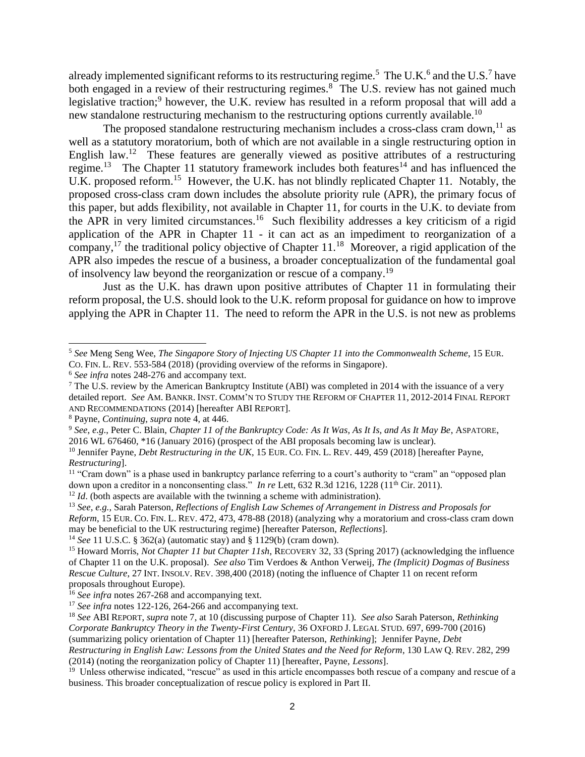already implemented significant reforms to its restructuring regime.[5] The U.K.[6] and the U.S.[7] have both engaged in a review of their restructuring regimes.[8] The U.S. review has not gained much legislative traction;[9] however, the U.K. review has resulted in a reform proposal that will add a new standalone restructuring mechanism to the restructuring options currently available.[10]

The proposed standalone restructuring mechanism includes a cross-class cram down,[11] as well as a statutory moratorium, both of which are not available in a single restructuring option in English law.[12] These features are generally viewed as positive attributes of a restructuring regime.[13] The Chapter 11 statutory framework includes both features[14] and has influenced the U.K. proposed reform.[15] However, the U.K. has not blindly replicated Chapter 11. Notably, the proposed cross-class cram down includes the absolute priority rule (APR), the primary focus of this paper, but adds flexibility, not available in Chapter 11, for courts in the U.K. to deviate from the APR in very limited circumstances.[16] Such flexibility addresses a key criticism of a rigid application of the APR in Chapter 11 - it can act as an impediment to reorganization of a company,[17] the traditional policy objective of Chapter 11.[18] Moreover, a rigid application of the APR also impedes the rescue of a business, a broader conceptualization of the fundamental goal of insolvency law beyond the reorganization or rescue of a company.[19]

Just as the U.K. has drawn upon positive attributes of Chapter 11 in formulating their reform proposal, the U.S. should look to the U.K. reform proposal for guidance on how to improve applying the APR in Chapter 11. The need to reform the APR in the U.S. is not new as problems

---

[5] *See* Meng Seng Wee, *The Singapore Story of Injecting US Chapter 11 into the Commonwealth Scheme*, 15 EUR. CO. FIN. L. REV. 553-584 (2018) (providing overview of the reforms in Singapore).

[6] *See infra* notes 248-276 and accompany text.

[7] The U.S. review by the American Bankruptcy Institute (ABI) was completed in 2014 with the issuance of a very detailed report. *See* AM. BANKR. INST. COMM'N TO STUDY THE REFORM OF CHAPTER 11, 2012-2014 FINAL REPORT AND RECOMMENDATIONS (2014) [hereafter ABI REPORT].

[8] Payne, *Continuing*, *supra* note 4, at 446.

[9] *See, e.g.*, Peter C. Blain, *Chapter 11 of the Bankruptcy Code: As It Was, As It Is, and As It May Be*, ASPATORE, 2016 WL 676460, *16 (January 2016) (prospect of the ABI proposals becoming law is unclear).

[10] Jennifer Payne, *Debt Restructuring in the UK*, 15 EUR. CO. FIN. L. REV. 449, 459 (2018) [hereafter Payne, *Restructuring*].

[11] "Cram down" is a phase used in bankruptcy parlance referring to a court's authority to "cram" an "opposed plan down upon a creditor in a nonconsenting class." *In re* Lett, 632 R.3d 1216, 1228 (11th Cir. 2011).

[12] *Id*. (both aspects are available with the twinning a scheme with administration).

[13] *See, e.g.,* Sarah Paterson, *Reflections of English Law Schemes of Arrangement in Distress and Proposals for Reform*, 15 EUR. CO. FIN. L. REV. 472, 473, 478-88 (2018) (analyzing why a moratorium and cross-class cram down may be beneficial to the UK restructuring regime) [hereafter Paterson, *Reflections*].

[14] *See* 11 U.S.C. § 362(a) (automatic stay) and § 1129(b) (cram down).

[15] Howard Morris, *Not Chapter 11 but Chapter 11sh*, RECOVERY 32, 33 (Spring 2017) (acknowledging the influence of Chapter 11 on the U.K. proposal). *See also* Tim Verdoes & Anthon Verweij, *The (Implicit) Dogmas of Business Rescue Culture*, 27 INT. INSOLV. REV. 398,400 (2018) (noting the influence of Chapter 11 on recent reform proposals throughout Europe).

[16] *See infra* notes 267-268 and accompanying text.

[17] *See infra* notes 122-126, 264-266 and accompanying text.

[18] *See* ABI REPORT, *supra* note 7, at 10 (discussing purpose of Chapter 11). *See also* Sarah Paterson, *Rethinking Corporate Bankruptcy Theory in the Twenty-First Century*, 36 OXFORD J. LEGAL STUD. 697, 699-700 (2016) (summarizing policy orientation of Chapter 11) [hereafter Paterson, *Rethinking*]; Jennifer Payne, *Debt Restructuring in English Law: Lessons from the United States and the Need for Reform*, 130 LAW Q. REV. 282, 299 (2014) (noting the reorganization policy of Chapter 11) [hereafter, Payne, *Lessons*].

[19] Unless otherwise indicated, "rescue" as used in this article encompasses both rescue of a company and rescue of a business. This broader conceptualization of rescue policy is explored in Part II.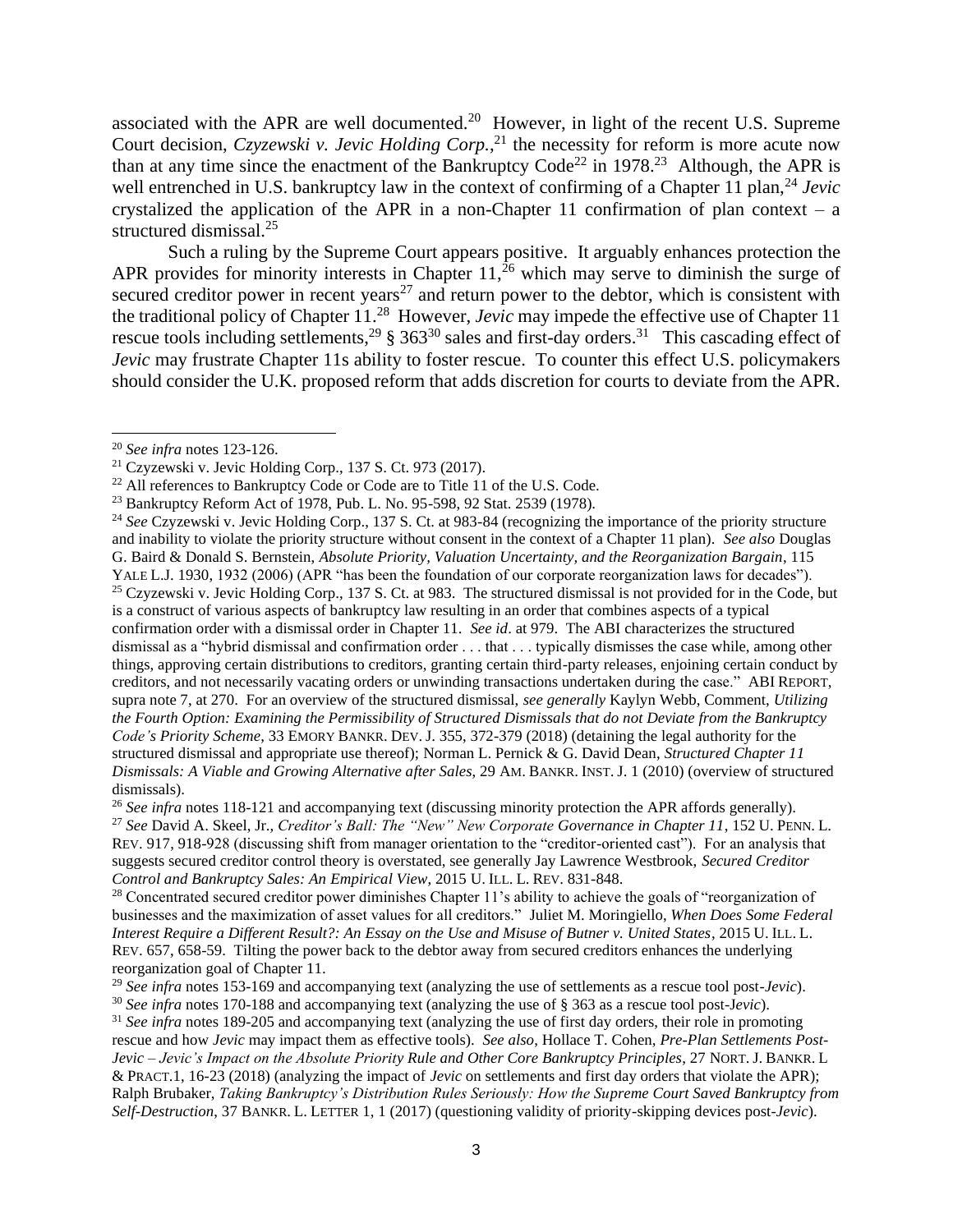associated with the APR are well documented.[20] However, in light of the recent U.S. Supreme Court decision, *Czyzewski v. Jevic Holding Corp.*,[21] the necessity for reform is more acute now than at any time since the enactment of the Bankruptcy Code[22] in 1978.[23] Although, the APR is well entrenched in U.S. bankruptcy law in the context of confirming of a Chapter 11 plan,[24] *Jevic* crystalized the application of the APR in a non-Chapter 11 confirmation of plan context – a structured dismissal.[25]

Such a ruling by the Supreme Court appears positive. It arguably enhances protection the APR provides for minority interests in Chapter 11,[26] which may serve to diminish the surge of secured creditor power in recent years[27] and return power to the debtor, which is consistent with the traditional policy of Chapter 11.[28] However, *Jevic* may impede the effective use of Chapter 11 rescue tools including settlements,[29] § 363[30] sales and first-day orders.[31] This cascading effect of *Jevic* may frustrate Chapter 11s ability to foster rescue. To counter this effect U.S. policymakers should consider the U.K. proposed reform that adds discretion for courts to deviate from the APR.

---

[20] *See infra* notes 123-126.

[21] Czyzewski v. Jevic Holding Corp., 137 S. Ct. 973 (2017).

[22] All references to Bankruptcy Code or Code are to Title 11 of the U.S. Code.

[23] Bankruptcy Reform Act of 1978, Pub. L. No. 95-598, 92 Stat. 2539 (1978).

[24] *See* Czyzewski v. Jevic Holding Corp., 137 S. Ct. at 983-84 (recognizing the importance of the priority structure and inability to violate the priority structure without consent in the context of a Chapter 11 plan). *See also* Douglas G. Baird & Donald S. Bernstein, *Absolute Priority, Valuation Uncertainty, and the Reorganization Bargain*, 115 YALE L.J. 1930, 1932 (2006) (APR "has been the foundation of our corporate reorganization laws for decades").

[25] Czyzewski v. Jevic Holding Corp., 137 S. Ct. at 983. The structured dismissal is not provided for in the Code, but is a construct of various aspects of bankruptcy law resulting in an order that combines aspects of a typical confirmation order with a dismissal order in Chapter 11. *See id*. at 979. The ABI characterizes the structured dismissal as a "hybrid dismissal and confirmation order . . . that . . . typically dismisses the case while, among other things, approving certain distributions to creditors, granting certain third-party releases, enjoining certain conduct by creditors, and not necessarily vacating orders or unwinding transactions undertaken during the case." ABI REPORT, supra note 7, at 270. For an overview of the structured dismissal, *see generally* Kaylyn Webb, Comment, *Utilizing the Fourth Option: Examining the Permissibility of Structured Dismissals that do not Deviate from the Bankruptcy Code's Priority Scheme*, 33 EMORY BANKR. DEV. J. 355, 372-379 (2018) (detaining the legal authority for the structured dismissal and appropriate use thereof); Norman L. Pernick & G. David Dean, *Structured Chapter 11 Dismissals: A Viable and Growing Alternative after Sales*, 29 AM. BANKR. INST. J. 1 (2010) (overview of structured dismissals).

[26] *See infra* notes 118-121 and accompanying text (discussing minority protection the APR affords generally).

[27] *See* David A. Skeel, Jr., *Creditor's Ball: The "New" New Corporate Governance in Chapter 11*, 152 U. PENN. L. REV. 917, 918-928 (discussing shift from manager orientation to the "creditor-oriented cast"). For an analysis that suggests secured creditor control theory is overstated, see generally Jay Lawrence Westbrook, *Secured Creditor Control and Bankruptcy Sales: An Empirical View*, 2015 U. ILL. L. REV. 831-848.

[28] Concentrated secured creditor power diminishes Chapter 11's ability to achieve the goals of "reorganization of businesses and the maximization of asset values for all creditors." Juliet M. Moringiello, *When Does Some Federal Interest Require a Different Result?: An Essay on the Use and Misuse of Butner v. United States*, 2015 U. ILL. L. REV. 657, 658-59. Tilting the power back to the debtor away from secured creditors enhances the underlying reorganization goal of Chapter 11.

[29] *See infra* notes 153-169 and accompanying text (analyzing the use of settlements as a rescue tool post-*Jevic*).

[30] *See infra* notes 170-188 and accompanying text (analyzing the use of § 363 as a rescue tool post-J*evic*).

[31] *See infra* notes 189-205 and accompanying text (analyzing the use of first day orders, their role in promoting rescue and how *Jevic* may impact them as effective tools). *See also*, Hollace T. Cohen, *Pre-Plan Settlements Post-Jevic – Jevic's Impact on the Absolute Priority Rule and Other Core Bankruptcy Principles*, 27 NORT. J. BANKR. L & PRACT.1, 16-23 (2018) (analyzing the impact of *Jevic* on settlements and first day orders that violate the APR); Ralph Brubaker, *Taking Bankruptcy's Distribution Rules Seriously: How the Supreme Court Saved Bankruptcy from Self-Destruction*, 37 BANKR. L. LETTER 1, 1 (2017) (questioning validity of priority-skipping devices post-*Jevic*).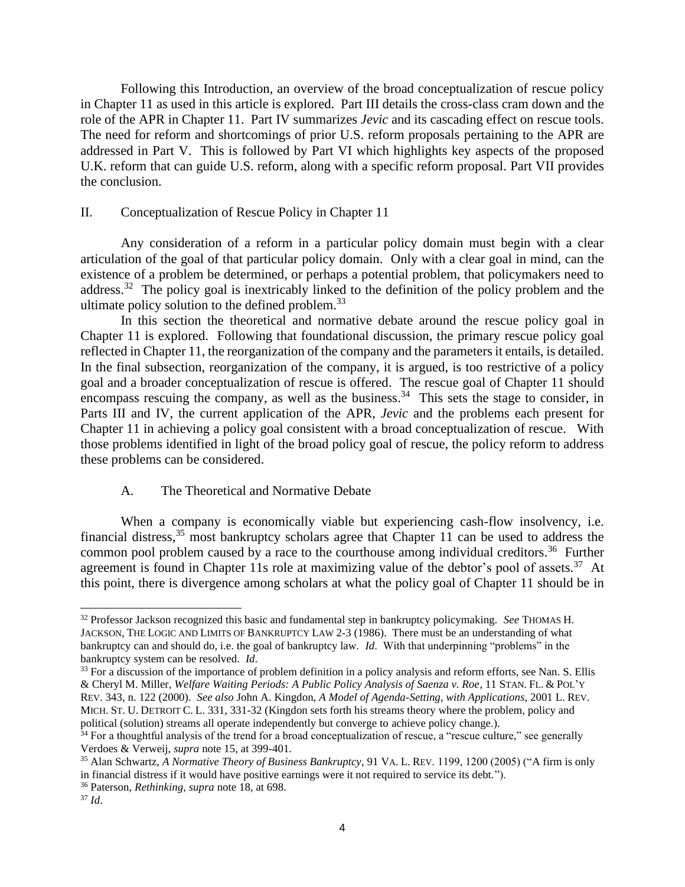Following this Introduction, an overview of the broad conceptualization of rescue policy in Chapter 11 as used in this article is explored. Part III details the cross-class cram down and the role of the APR in Chapter 11. Part IV summarizes *Jevic* and its cascading effect on rescue tools. The need for reform and shortcomings of prior U.S. reform proposals pertaining to the APR are addressed in Part V. This is followed by Part VI which highlights key aspects of the proposed U.K. reform that can guide U.S. reform, along with a specific reform proposal. Part VII provides the conclusion.

## II. Conceptualization of Rescue Policy in Chapter 11

Any consideration of a reform in a particular policy domain must begin with a clear articulation of the goal of that particular policy domain. Only with a clear goal in mind, can the existence of a problem be determined, or perhaps a potential problem, that policymakers need to address.[32] The policy goal is inextricably linked to the definition of the policy problem and the ultimate policy solution to the defined problem.[33]

In this section the theoretical and normative debate around the rescue policy goal in Chapter 11 is explored. Following that foundational discussion, the primary rescue policy goal reflected in Chapter 11, the reorganization of the company and the parameters it entails, is detailed. In the final subsection, reorganization of the company, it is argued, is too restrictive of a policy goal and a broader conceptualization of rescue is offered. The rescue goal of Chapter 11 should encompass rescuing the company, as well as the business.[34] This sets the stage to consider, in Parts III and IV, the current application of the APR, *Jevic* and the problems each present for Chapter 11 in achieving a policy goal consistent with a broad conceptualization of rescue. With those problems identified in light of the broad policy goal of rescue, the policy reform to address these problems can be considered.

### A. The Theoretical and Normative Debate

When a company is economically viable but experiencing cash-flow insolvency, i.e. financial distress,[35] most bankruptcy scholars agree that Chapter 11 can be used to address the common pool problem caused by a race to the courthouse among individual creditors.[36] Further agreement is found in Chapter 11s role at maximizing value of the debtor's pool of assets.[37] At this point, there is divergence among scholars at what the policy goal of Chapter 11 should be in

---

[32] Professor Jackson recognized this basic and fundamental step in bankruptcy policymaking. *See* THOMAS H. JACKSON, THE LOGIC AND LIMITS OF BANKRUPTCY LAW 2-3 (1986). There must be an understanding of what bankruptcy can and should do, i.e. the goal of bankruptcy law. *Id*. With that underpinning "problems" in the bankruptcy system can be resolved. *Id*.

[33] For a discussion of the importance of problem definition in a policy analysis and reform efforts, see Nan. S. Ellis & Cheryl M. Miller, *Welfare Waiting Periods: A Public Policy Analysis of Saenza v. Roe*, 11 STAN. FL. & POL'Y REV. 343, n. 122 (2000). *See also* John A. Kingdon, *A Model of Agenda-Setting, with Applications*, 2001 L. REV. MICH. ST. U. DETROIT C. L. 331, 331-32 (Kingdon sets forth his streams theory where the problem, policy and political (solution) streams all operate independently but converge to achieve policy change.).

[34] For a thoughtful analysis of the trend for a broad conceptualization of rescue, a "rescue culture," see generally Verdoes & Verweij, *supra* note 15, at 399-401.

[35] Alan Schwartz, *A Normative Theory of Business Bankruptcy*, 91 VA. L. REV. 1199, 1200 (2005) ("A firm is only in financial distress if it would have positive earnings were it not required to service its debt.").

[36] Paterson, *Rethinking*, *supra* note 18, at 698.

[37] *Id*.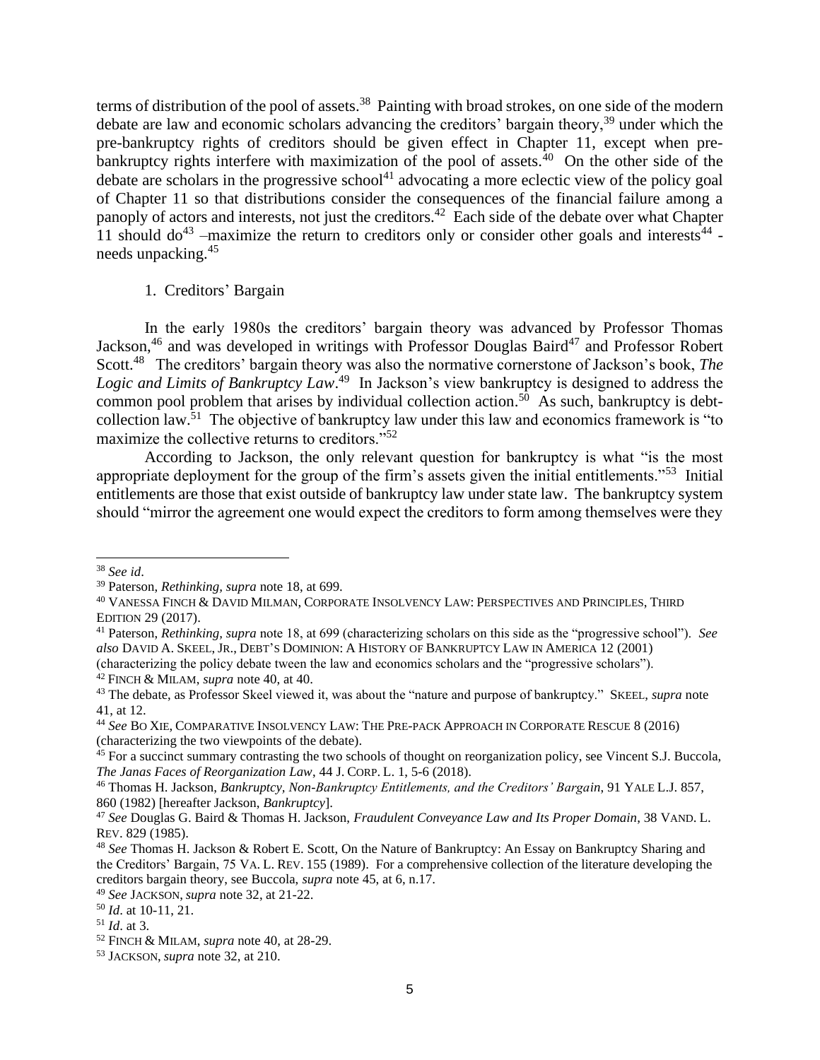terms of distribution of the pool of assets.[38] Painting with broad strokes, on one side of the modern debate are law and economic scholars advancing the creditors' bargain theory,[39] under which the pre-bankruptcy rights of creditors should be given effect in Chapter 11, except when pre-bankruptcy rights interfere with maximization of the pool of assets.[40] On the other side of the debate are scholars in the progressive school[41] advocating a more eclectic view of the policy goal of Chapter 11 so that distributions consider the consequences of the financial failure among a panoply of actors and interests, not just the creditors.[42] Each side of the debate over what Chapter 11 should do[43] –maximize the return to creditors only or consider other goals and interests[44] - needs unpacking.[45]

1. Creditors' Bargain

In the early 1980s the creditors' bargain theory was advanced by Professor Thomas Jackson,[46] and was developed in writings with Professor Douglas Baird[47] and Professor Robert Scott.[48] The creditors' bargain theory was also the normative cornerstone of Jackson's book, *The Logic and Limits of Bankruptcy Law*.[49] In Jackson's view bankruptcy is designed to address the common pool problem that arises by individual collection action.[50] As such, bankruptcy is debt-collection law.[51] The objective of bankruptcy law under this law and economics framework is "to maximize the collective returns to creditors."[52]

According to Jackson, the only relevant question for bankruptcy is what "is the most appropriate deployment for the group of the firm's assets given the initial entitlements."[53] Initial entitlements are those that exist outside of bankruptcy law under state law. The bankruptcy system should "mirror the agreement one would expect the creditors to form among themselves were they

---

[38] *See id*.

[39] Paterson, *Rethinking, supra* note 18, at 699.

[40] VANESSA FINCH & DAVID MILMAN, CORPORATE INSOLVENCY LAW: PERSPECTIVES AND PRINCIPLES, THIRD EDITION 29 (2017).

[41] Paterson, *Rethinking, supra* note 18, at 699 (characterizing scholars on this side as the "progressive school"). *See also* DAVID A. SKEEL, JR., DEBT'S DOMINION: A HISTORY OF BANKRUPTCY LAW IN AMERICA 12 (2001) (characterizing the policy debate tween the law and economics scholars and the "progressive scholars").

[42] FINCH & MILAM, *supra* note 40, at 40.

[43] The debate, as Professor Skeel viewed it, was about the "nature and purpose of bankruptcy." SKEEL, *supra* note 41, at 12.

[44] *See* BO XIE, COMPARATIVE INSOLVENCY LAW: THE PRE-PACK APPROACH IN CORPORATE RESCUE 8 (2016) (characterizing the two viewpoints of the debate).

[45] For a succinct summary contrasting the two schools of thought on reorganization policy, see Vincent S.J. Buccola, *The Janas Faces of Reorganization Law*, 44 J. CORP. L. 1, 5-6 (2018).

[46] Thomas H. Jackson, *Bankruptcy, Non-Bankruptcy Entitlements, and the Creditors' Bargain*, 91 YALE L.J. 857, 860 (1982) [hereafter Jackson, *Bankruptcy*].

[47] *See* Douglas G. Baird & Thomas H. Jackson, *Fraudulent Conveyance Law and Its Proper Domain*, 38 VAND. L. REV. 829 (1985).

[48] *See* Thomas H. Jackson & Robert E. Scott, On the Nature of Bankruptcy: An Essay on Bankruptcy Sharing and the Creditors' Bargain, 75 VA. L. REV. 155 (1989). For a comprehensive collection of the literature developing the creditors bargain theory, see Buccola, *supra* note 45, at 6, n.17.

[49] *See* JACKSON, *supra* note 32, at 21-22.

[50] *Id*. at 10-11, 21.

[51] *Id*. at 3.

[52] FINCH & MILAM, *supra* note 40, at 28-29.

[53] JACKSON, *supra* note 32, at 210.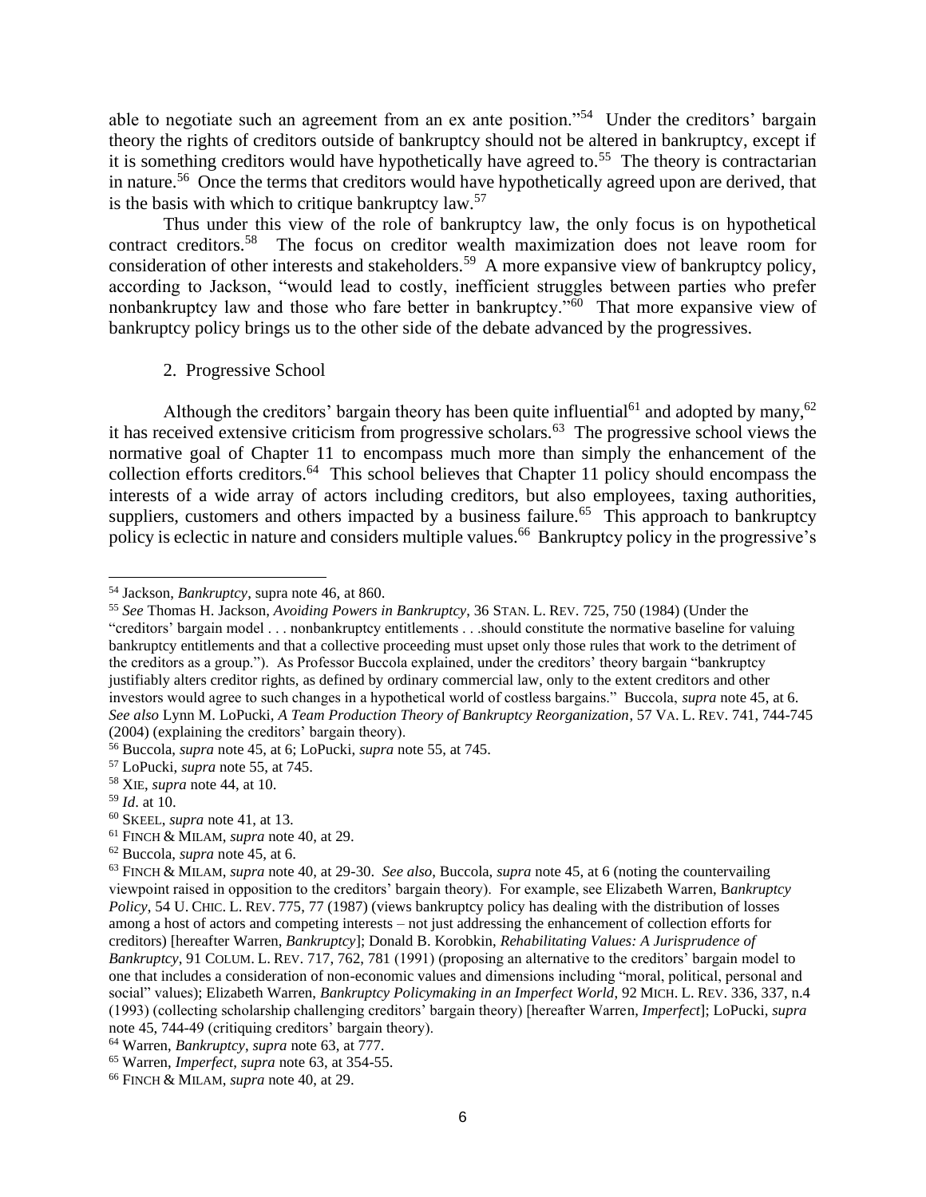able to negotiate such an agreement from an ex ante position."[54] Under the creditors' bargain theory the rights of creditors outside of bankruptcy should not be altered in bankruptcy, except if it is something creditors would have hypothetically have agreed to.[55] The theory is contractarian in nature.[56] Once the terms that creditors would have hypothetically agreed upon are derived, that is the basis with which to critique bankruptcy law.[57]

Thus under this view of the role of bankruptcy law, the only focus is on hypothetical contract creditors.[58] The focus on creditor wealth maximization does not leave room for consideration of other interests and stakeholders.[59] A more expansive view of bankruptcy policy, according to Jackson, "would lead to costly, inefficient struggles between parties who prefer nonbankruptcy law and those who fare better in bankruptcy."[60] That more expansive view of bankruptcy policy brings us to the other side of the debate advanced by the progressives.

2. Progressive School

Although the creditors' bargain theory has been quite influential[61] and adopted by many,[62] it has received extensive criticism from progressive scholars.[63] The progressive school views the normative goal of Chapter 11 to encompass much more than simply the enhancement of the collection efforts creditors.[64] This school believes that Chapter 11 policy should encompass the interests of a wide array of actors including creditors, but also employees, taxing authorities, suppliers, customers and others impacted by a business failure.[65] This approach to bankruptcy policy is eclectic in nature and considers multiple values.[66] Bankruptcy policy in the progressive's

---

[54] Jackson, *Bankruptcy*, supra note 46, at 860.

[55] *See* Thomas H. Jackson, *Avoiding Powers in Bankruptcy*, 36 STAN. L. REV. 725, 750 (1984) (Under the "creditors' bargain model . . . nonbankruptcy entitlements . . .should constitute the normative baseline for valuing bankruptcy entitlements and that a collective proceeding must upset only those rules that work to the detriment of the creditors as a group."). As Professor Buccola explained, under the creditors' theory bargain "bankruptcy justifiably alters creditor rights, as defined by ordinary commercial law, only to the extent creditors and other investors would agree to such changes in a hypothetical world of costless bargains." Buccola, *supra* note 45, at 6. *See also* Lynn M. LoPucki, *A Team Production Theory of Bankruptcy Reorganization*, 57 VA. L. REV. 741, 744-745 (2004) (explaining the creditors' bargain theory).

[56] Buccola, *supra* note 45, at 6; LoPucki, *supra* note 55, at 745.

[57] LoPucki, *supra* note 55, at 745.

[58] XIE, *supra* note 44, at 10.

[59] *Id*. at 10.

[60] SKEEL, *supra* note 41, at 13.

[61] FINCH & MILAM, *supra* note 40, at 29.

[62] Buccola, *supra* note 45, at 6.

[63] FINCH & MILAM, *supra* note 40, at 29-30. *See also,* Buccola, *supra* note 45, at 6 (noting the countervailing viewpoint raised in opposition to the creditors' bargain theory). For example, see Elizabeth Warren, *Bankruptcy Policy*, 54 U. CHIC. L. REV. 775, 77 (1987) (views bankruptcy policy has dealing with the distribution of losses among a host of actors and competing interests – not just addressing the enhancement of collection efforts for creditors) [hereafter Warren, *Bankruptcy*]; Donald B. Korobkin, *Rehabilitating Values: A Jurisprudence of Bankruptcy*, 91 COLUM. L. REV. 717, 762, 781 (1991) (proposing an alternative to the creditors' bargain model to one that includes a consideration of non-economic values and dimensions including "moral, political, personal and social" values); Elizabeth Warren, *Bankruptcy Policymaking in an Imperfect World*, 92 MICH. L. REV. 336, 337, n.4 (1993) (collecting scholarship challenging creditors' bargain theory) [hereafter Warren, *Imperfect*]; LoPucki, *supra* note 45, 744-49 (critiquing creditors' bargain theory).

[64] Warren, *Bankruptcy*, *supra* note 63, at 777.

[65] Warren, *Imperfect*, *supra* note 63, at 354-55.

[66] FINCH & MILAM, *supra* note 40, at 29.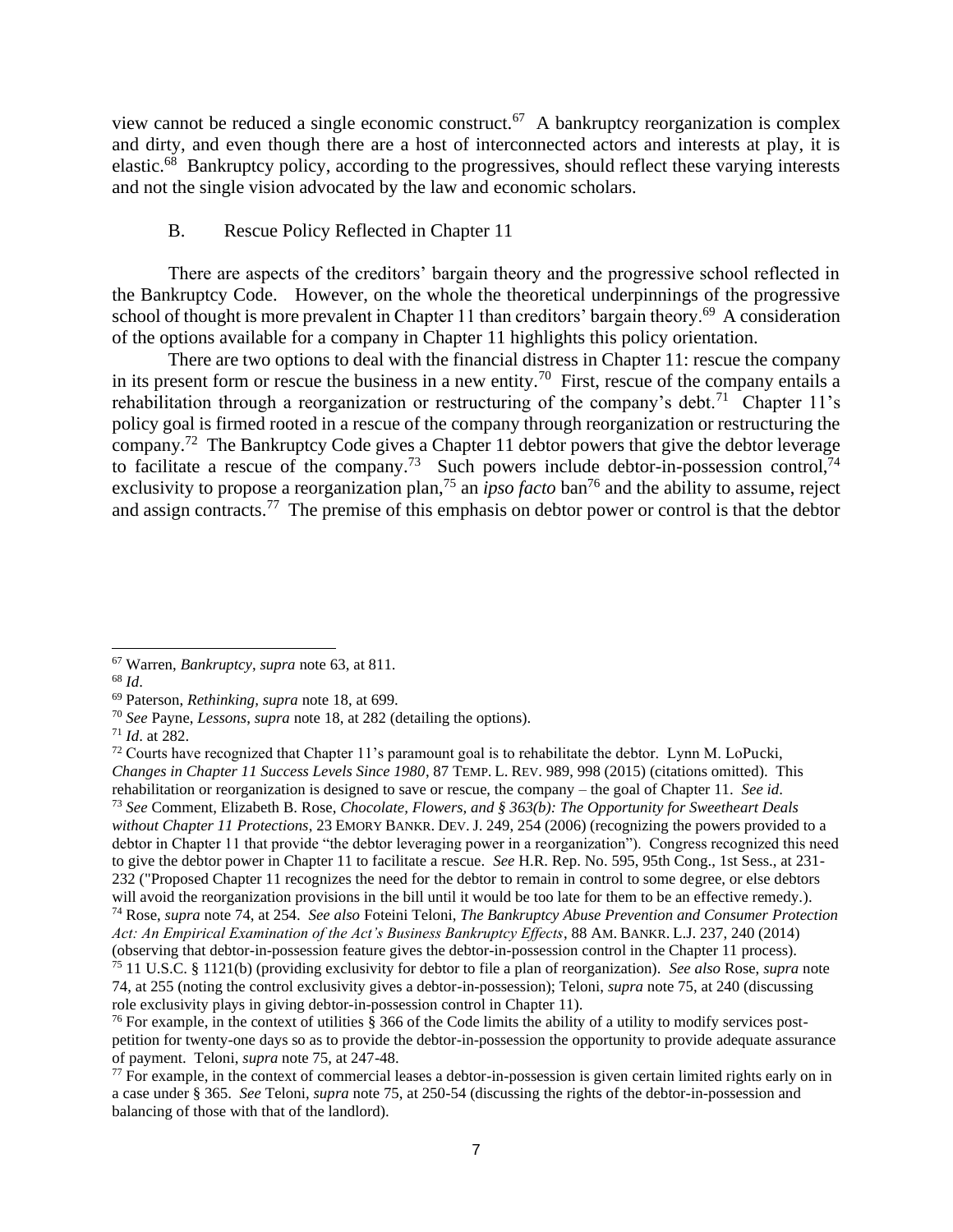view cannot be reduced a single economic construct.[67] A bankruptcy reorganization is complex and dirty, and even though there are a host of interconnected actors and interests at play, it is elastic.[68] Bankruptcy policy, according to the progressives, should reflect these varying interests and not the single vision advocated by the law and economic scholars.

### B. Rescue Policy Reflected in Chapter 11

There are aspects of the creditors' bargain theory and the progressive school reflected in the Bankruptcy Code. However, on the whole the theoretical underpinnings of the progressive school of thought is more prevalent in Chapter 11 than creditors' bargain theory.[69] A consideration of the options available for a company in Chapter 11 highlights this policy orientation.

There are two options to deal with the financial distress in Chapter 11: rescue the company in its present form or rescue the business in a new entity.[70] First, rescue of the company entails a rehabilitation through a reorganization or restructuring of the company's debt.[71] Chapter 11's policy goal is firmed rooted in a rescue of the company through reorganization or restructuring the company.[72] The Bankruptcy Code gives a Chapter 11 debtor powers that give the debtor leverage to facilitate a rescue of the company.[73] Such powers include debtor-in-possession control,[74] exclusivity to propose a reorganization plan,[75] an *ipso facto* ban[76] and the ability to assume, reject and assign contracts.[77] The premise of this emphasis on debtor power or control is that the debtor

---

[67] Warren, *Bankruptcy*, *supra* note 63, at 811.

[68] *Id*.

[69] Paterson, *Rethinking, supra* note 18, at 699.

[70] *See* Payne, *Lessons*, *supra* note 18, at 282 (detailing the options).

[71] *Id*. at 282.

[72] Courts have recognized that Chapter 11's paramount goal is to rehabilitate the debtor. Lynn M. LoPucki, *Changes in Chapter 11 Success Levels Since 1980*, 87 TEMP. L. REV. 989, 998 (2015) (citations omitted). This rehabilitation or reorganization is designed to save or rescue, the company – the goal of Chapter 11. *See id*.

[73] *See* Comment, Elizabeth B. Rose, *Chocolate, Flowers, and § 363(b): The Opportunity for Sweetheart Deals without Chapter 11 Protections*, 23 EMORY BANKR. DEV. J. 249, 254 (2006) (recognizing the powers provided to a debtor in Chapter 11 that provide "the debtor leveraging power in a reorganization"). Congress recognized this need to give the debtor power in Chapter 11 to facilitate a rescue. *See* H.R. Rep. No. 595, 95th Cong., 1st Sess., at 231-232 ("Proposed Chapter 11 recognizes the need for the debtor to remain in control to some degree, or else debtors will avoid the reorganization provisions in the bill until it would be too late for them to be an effective remedy.).

[74] Rose, *supra* note 74, at 254. *See also* Foteini Teloni, *The Bankruptcy Abuse Prevention and Consumer Protection Act: An Empirical Examination of the Act's Business Bankruptcy Effects*, 88 AM. BANKR. L.J. 237, 240 (2014) (observing that debtor-in-possession feature gives the debtor-in-possession control in the Chapter 11 process).

[75] 11 U.S.C. § 1121(b) (providing exclusivity for debtor to file a plan of reorganization). *See also* Rose, *supra* note 74, at 255 (noting the control exclusivity gives a debtor-in-possession); Teloni, *supra* note 75, at 240 (discussing role exclusivity plays in giving debtor-in-possession control in Chapter 11).

[76] For example, in the context of utilities § 366 of the Code limits the ability of a utility to modify services post-petition for twenty-one days so as to provide the debtor-in-possession the opportunity to provide adequate assurance of payment. Teloni, *supra* note 75, at 247-48.

[77] For example, in the context of commercial leases a debtor-in-possession is given certain limited rights early on in a case under § 365. *See* Teloni, *supra* note 75, at 250-54 (discussing the rights of the debtor-in-possession and balancing of those with that of the landlord).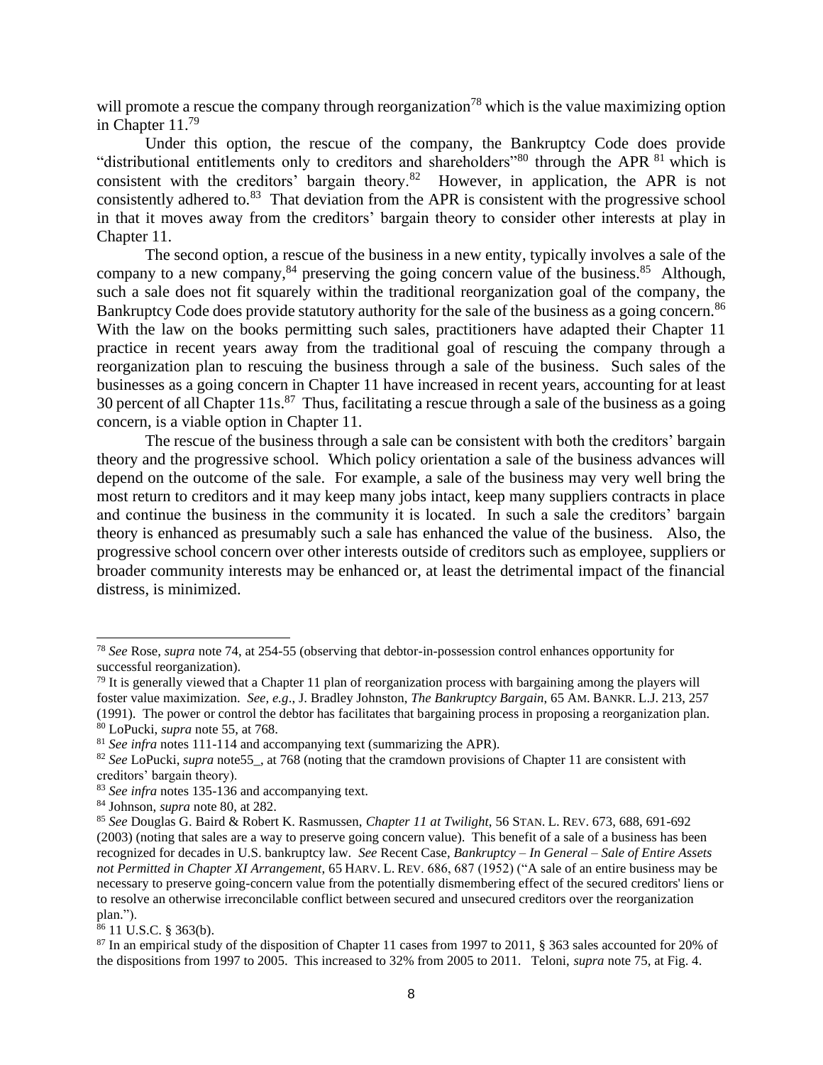will promote a rescue the company through reorganization[78] which is the value maximizing option in Chapter 11.[79]

Under this option, the rescue of the company, the Bankruptcy Code does provide "distributional entitlements only to creditors and shareholders"[80] through the APR [81] which is consistent with the creditors' bargain theory.[82] However, in application, the APR is not consistently adhered to.[83] That deviation from the APR is consistent with the progressive school in that it moves away from the creditors' bargain theory to consider other interests at play in Chapter 11.

The second option, a rescue of the business in a new entity, typically involves a sale of the company to a new company,[84] preserving the going concern value of the business.[85] Although, such a sale does not fit squarely within the traditional reorganization goal of the company, the Bankruptcy Code does provide statutory authority for the sale of the business as a going concern.[86] With the law on the books permitting such sales, practitioners have adapted their Chapter 11 practice in recent years away from the traditional goal of rescuing the company through a reorganization plan to rescuing the business through a sale of the business. Such sales of the businesses as a going concern in Chapter 11 have increased in recent years, accounting for at least 30 percent of all Chapter 11s.[87] Thus, facilitating a rescue through a sale of the business as a going concern, is a viable option in Chapter 11.

The rescue of the business through a sale can be consistent with both the creditors' bargain theory and the progressive school. Which policy orientation a sale of the business advances will depend on the outcome of the sale. For example, a sale of the business may very well bring the most return to creditors and it may keep many jobs intact, keep many suppliers contracts in place and continue the business in the community it is located. In such a sale the creditors' bargain theory is enhanced as presumably such a sale has enhanced the value of the business. Also, the progressive school concern over other interests outside of creditors such as employee, suppliers or broader community interests may be enhanced or, at least the detrimental impact of the financial distress, is minimized.

---

[78] *See* Rose, *supra* note 74, at 254-55 (observing that debtor-in-possession control enhances opportunity for successful reorganization).

[79] It is generally viewed that a Chapter 11 plan of reorganization process with bargaining among the players will foster value maximization. *See, e.g*., J. Bradley Johnston, *The Bankruptcy Bargain*, 65 AM. BANKR. L.J. 213, 257 (1991). The power or control the debtor has facilitates that bargaining process in proposing a reorganization plan.

[80] LoPucki, *supra* note 55, at 768.

[81] *See infra* notes 111-114 and accompanying text (summarizing the APR).

[82] *See* LoPucki, *supra* note55_, at 768 (noting that the cramdown provisions of Chapter 11 are consistent with creditors' bargain theory).

[83] *See infra* notes 135-136 and accompanying text.

[84] Johnson, *supra* note 80, at 282.

[85] *See* Douglas G. Baird & Robert K. Rasmussen, *Chapter 11 at Twilight*, 56 STAN. L. REV. 673, 688, 691-692 (2003) (noting that sales are a way to preserve going concern value). This benefit of a sale of a business has been recognized for decades in U.S. bankruptcy law. *See* Recent Case, *Bankruptcy – In General – Sale of Entire Assets not Permitted in Chapter XI Arrangement*, 65 HARV. L. REV. 686, 687 (1952) ("A sale of an entire business may be necessary to preserve going-concern value from the potentially dismembering effect of the secured creditors' liens or to resolve an otherwise irreconcilable conflict between secured and unsecured creditors over the reorganization plan.").

[86] 11 U.S.C. § 363(b).

[87] In an empirical study of the disposition of Chapter 11 cases from 1997 to 2011, § 363 sales accounted for 20% of the dispositions from 1997 to 2005. This increased to 32% from 2005 to 2011. Teloni, *supra* note 75, at Fig. 4.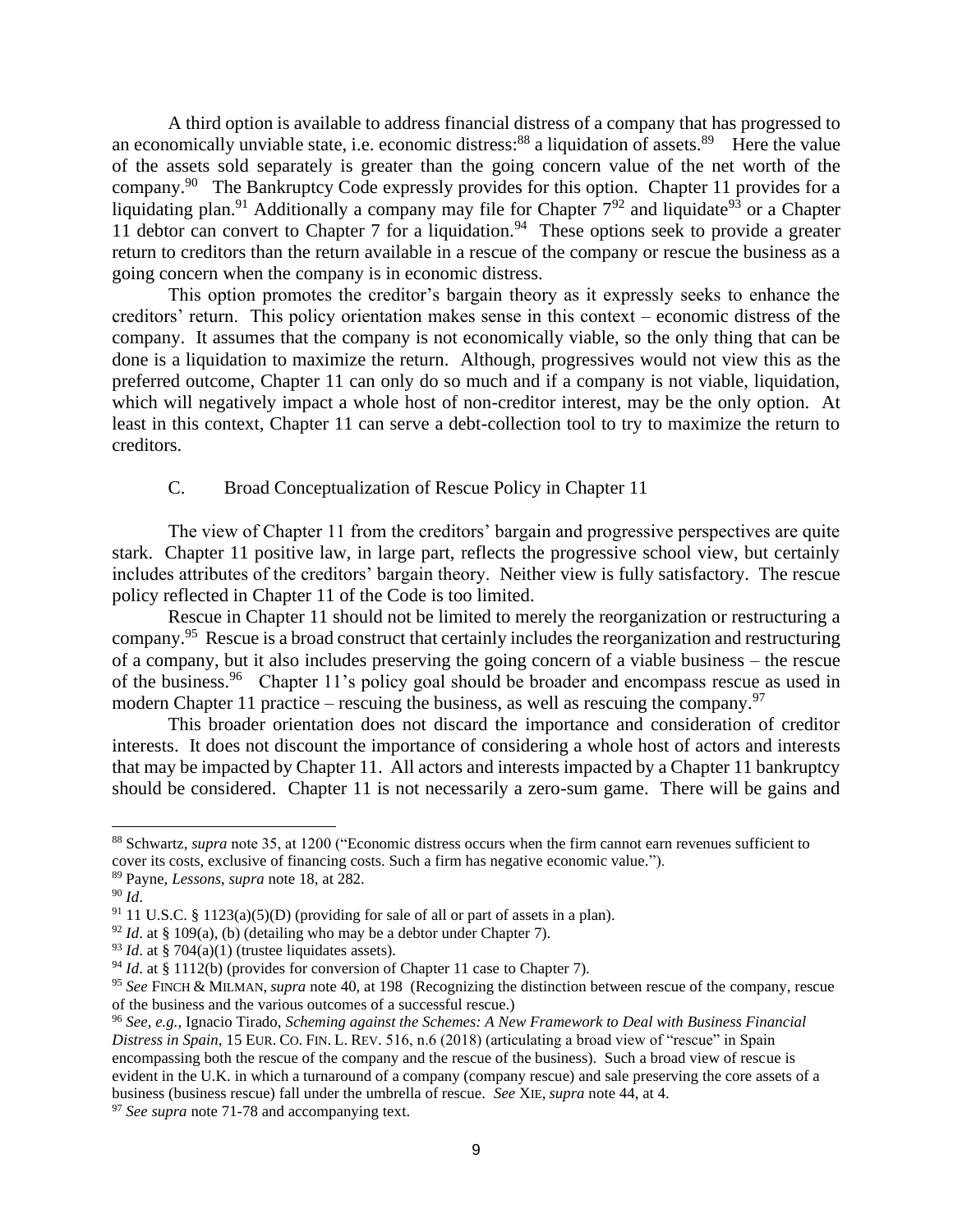A third option is available to address financial distress of a company that has progressed to an economically unviable state, i.e. economic distress:[88] a liquidation of assets.[89] Here the value of the assets sold separately is greater than the going concern value of the net worth of the company.[90] The Bankruptcy Code expressly provides for this option. Chapter 11 provides for a liquidating plan.[91] Additionally a company may file for Chapter 7[92] and liquidate[93] or a Chapter 11 debtor can convert to Chapter 7 for a liquidation.[94] These options seek to provide a greater return to creditors than the return available in a rescue of the company or rescue the business as a going concern when the company is in economic distress.

This option promotes the creditor's bargain theory as it expressly seeks to enhance the creditors' return. This policy orientation makes sense in this context – economic distress of the company. It assumes that the company is not economically viable, so the only thing that can be done is a liquidation to maximize the return. Although, progressives would not view this as the preferred outcome, Chapter 11 can only do so much and if a company is not viable, liquidation, which will negatively impact a whole host of non-creditor interest, may be the only option. At least in this context, Chapter 11 can serve a debt-collection tool to try to maximize the return to creditors.

### C. Broad Conceptualization of Rescue Policy in Chapter 11

The view of Chapter 11 from the creditors' bargain and progressive perspectives are quite stark. Chapter 11 positive law, in large part, reflects the progressive school view, but certainly includes attributes of the creditors' bargain theory. Neither view is fully satisfactory. The rescue policy reflected in Chapter 11 of the Code is too limited.

Rescue in Chapter 11 should not be limited to merely the reorganization or restructuring a company.[95] Rescue is a broad construct that certainly includes the reorganization and restructuring of a company, but it also includes preserving the going concern of a viable business – the rescue of the business.[96] Chapter 11's policy goal should be broader and encompass rescue as used in modern Chapter 11 practice – rescuing the business, as well as rescuing the company.[97]

This broader orientation does not discard the importance and consideration of creditor interests. It does not discount the importance of considering a whole host of actors and interests that may be impacted by Chapter 11. All actors and interests impacted by a Chapter 11 bankruptcy should be considered. Chapter 11 is not necessarily a zero-sum game. There will be gains and

---

[88] Schwartz, *supra* note 35, at 1200 ("Economic distress occurs when the firm cannot earn revenues sufficient to cover its costs, exclusive of financing costs. Such a firm has negative economic value.").

[89] Payne, *Lessons*, *supra* note 18, at 282.

[90] *Id*.

[91] 11 U.S.C. § 1123(a)(5)(D) (providing for sale of all or part of assets in a plan).

[92] *Id*. at § 109(a), (b) (detailing who may be a debtor under Chapter 7).

[93] *Id*. at § 704(a)(1) (trustee liquidates assets).

[94] *Id*. at § 1112(b) (provides for conversion of Chapter 11 case to Chapter 7).

[95] *See* FINCH & MILMAN, *supra* note 40, at 198 (Recognizing the distinction between rescue of the company, rescue of the business and the various outcomes of a successful rescue.)

[96] *See, e.g.*, Ignacio Tirado, *Scheming against the Schemes: A New Framework to Deal with Business Financial Distress in Spain*, 15 EUR. CO. FIN. L. REV. 516, n.6 (2018) (articulating a broad view of "rescue" in Spain encompassing both the rescue of the company and the rescue of the business). Such a broad view of rescue is evident in the U.K. in which a turnaround of a company (company rescue) and sale preserving the core assets of a business (business rescue) fall under the umbrella of rescue. *See* XIE, *supra* note 44, at 4.

[97] *See supra* note 71-78 and accompanying text.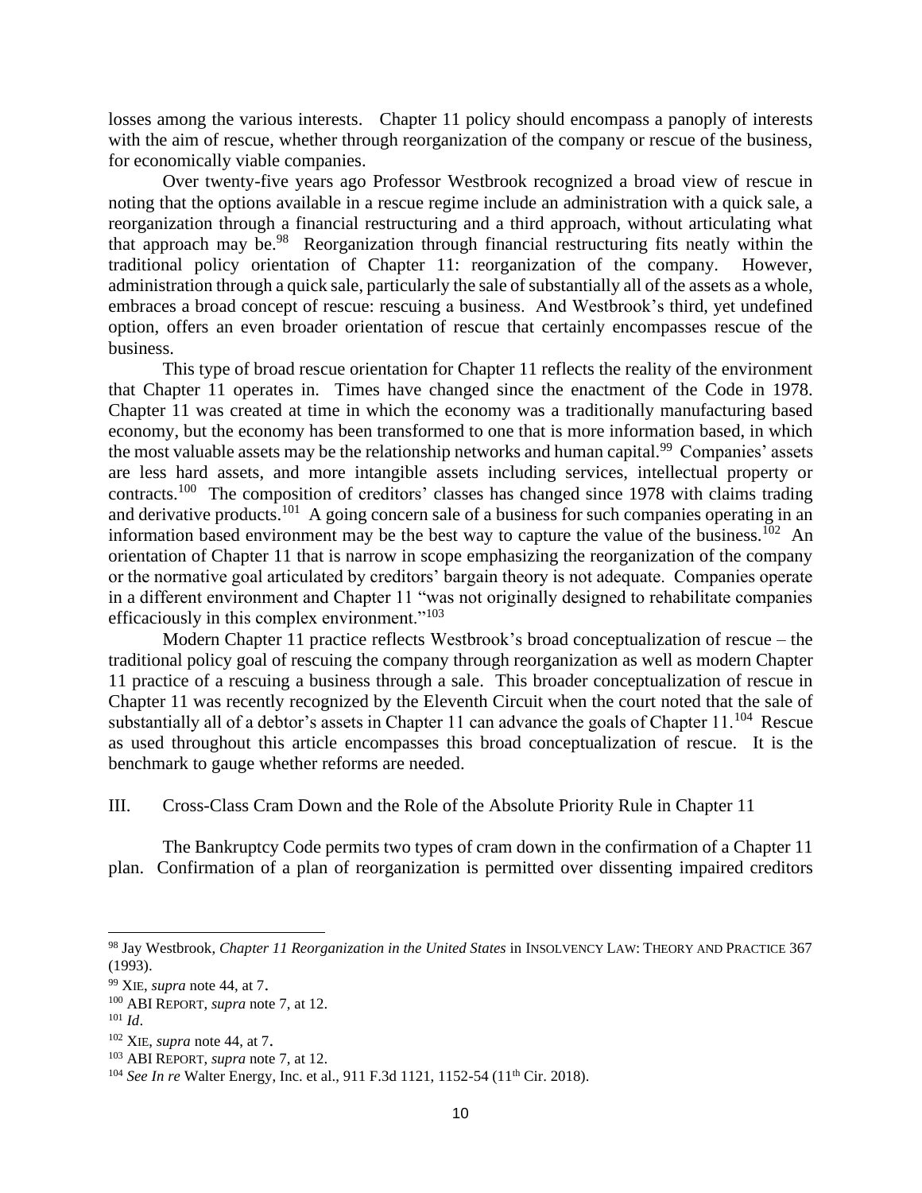losses among the various interests. Chapter 11 policy should encompass a panoply of interests with the aim of rescue, whether through reorganization of the company or rescue of the business, for economically viable companies.

Over twenty-five years ago Professor Westbrook recognized a broad view of rescue in noting that the options available in a rescue regime include an administration with a quick sale, a reorganization through a financial restructuring and a third approach, without articulating what that approach may be.[98] Reorganization through financial restructuring fits neatly within the traditional policy orientation of Chapter 11: reorganization of the company. However, administration through a quick sale, particularly the sale of substantially all of the assets as a whole, embraces a broad concept of rescue: rescuing a business. And Westbrook's third, yet undefined option, offers an even broader orientation of rescue that certainly encompasses rescue of the business.

This type of broad rescue orientation for Chapter 11 reflects the reality of the environment that Chapter 11 operates in. Times have changed since the enactment of the Code in 1978. Chapter 11 was created at time in which the economy was a traditionally manufacturing based economy, but the economy has been transformed to one that is more information based, in which the most valuable assets may be the relationship networks and human capital.[99] Companies' assets are less hard assets, and more intangible assets including services, intellectual property or contracts.[100] The composition of creditors' classes has changed since 1978 with claims trading and derivative products.[101] A going concern sale of a business for such companies operating in an information based environment may be the best way to capture the value of the business.[102] An orientation of Chapter 11 that is narrow in scope emphasizing the reorganization of the company or the normative goal articulated by creditors' bargain theory is not adequate. Companies operate in a different environment and Chapter 11 "was not originally designed to rehabilitate companies efficaciously in this complex environment."[103]

Modern Chapter 11 practice reflects Westbrook's broad conceptualization of rescue – the traditional policy goal of rescuing the company through reorganization as well as modern Chapter 11 practice of a rescuing a business through a sale. This broader conceptualization of rescue in Chapter 11 was recently recognized by the Eleventh Circuit when the court noted that the sale of substantially all of a debtor's assets in Chapter 11 can advance the goals of Chapter 11.[104] Rescue as used throughout this article encompasses this broad conceptualization of rescue. It is the benchmark to gauge whether reforms are needed.

## III. Cross-Class Cram Down and the Role of the Absolute Priority Rule in Chapter 11

The Bankruptcy Code permits two types of cram down in the confirmation of a Chapter 11 plan. Confirmation of a plan of reorganization is permitted over dissenting impaired creditors

---

[98] Jay Westbrook, *Chapter 11 Reorganization in the United States* in INSOLVENCY LAW: THEORY AND PRACTICE 367 (1993).

[99] XIE, *supra* note 44, at 7.

[100] ABI REPORT, *supra* note 7, at 12.

[101] *Id*.

[102] XIE, *supra* note 44, at 7.

[103] ABI REPORT, *supra* note 7, at 12.

[104] *See In re* Walter Energy, Inc. et al., 911 F.3d 1121, 1152-54 (11th Cir. 2018).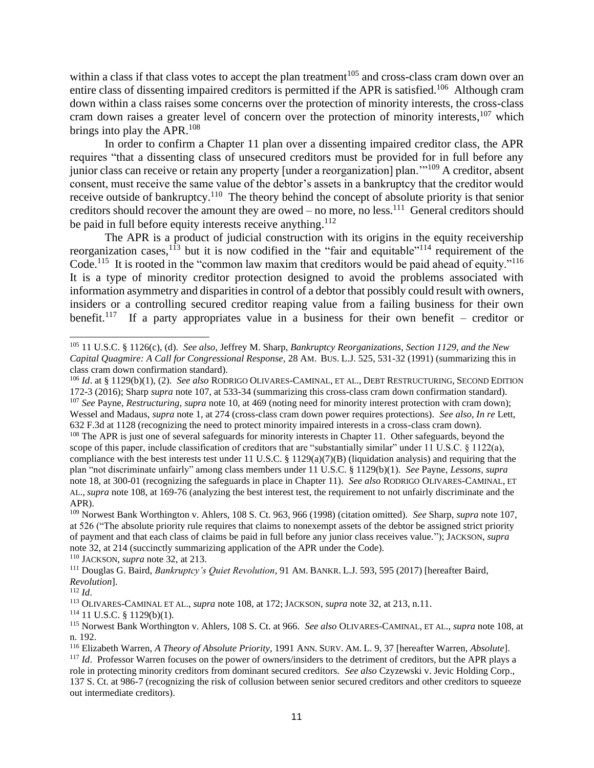within a class if that class votes to accept the plan treatment[105] and cross-class cram down over an entire class of dissenting impaired creditors is permitted if the APR is satisfied.[106] Although cram down within a class raises some concerns over the protection of minority interests, the cross-class cram down raises a greater level of concern over the protection of minority interests,[107] which brings into play the APR.[108]

In order to confirm a Chapter 11 plan over a dissenting impaired creditor class, the APR requires "that a dissenting class of unsecured creditors must be provided for in full before any junior class can receive or retain any property [under a reorganization] plan.'"[109] A creditor, absent consent, must receive the same value of the debtor's assets in a bankruptcy that the creditor would receive outside of bankruptcy.[110] The theory behind the concept of absolute priority is that senior creditors should recover the amount they are owed – no more, no less.[111] General creditors should be paid in full before equity interests receive anything.[112]

The APR is a product of judicial construction with its origins in the equity receivership reorganization cases,[113] but it is now codified in the "fair and equitable"[114] requirement of the Code.[115] It is rooted in the "common law maxim that creditors would be paid ahead of equity."[116] It is a type of minority creditor protection designed to avoid the problems associated with information asymmetry and disparities in control of a debtor that possibly could result with owners, insiders or a controlling secured creditor reaping value from a failing business for their own benefit.[117] If a party appropriates value in a business for their own benefit – creditor or

---

[105] 11 U.S.C. § 1126(c), (d). *See also*, Jeffrey M. Sharp, *Bankruptcy Reorganizations, Section 1129, and the New Capital Quagmire: A Call for Congressional Response,* 28 AM. BUS. L.J. 525, 531-32 (1991) (summarizing this in class cram down confirmation standard).

[106] *Id*. at § 1129(b)(1), (2). *See also* RODRIGO OLIVARES-CAMINAL, ET AL., DEBT RESTRUCTURING, SECOND EDITION 172-3 (2016); Sharp *supra* note 107, at 533-34 (summarizing this cross-class cram down confirmation standard).

[107] *See* Payne, *Restructuring*, *supra* note 10, at 469 (noting need for minority interest protection with cram down); Wessel and Madaus, *supra* note 1, at 274 (cross-class cram down power requires protections). *See also*, *In re* Lett, 632 F.3d at 1128 (recognizing the need to protect minority impaired interests in a cross-class cram down).

[108] The APR is just one of several safeguards for minority interests in Chapter 11. Other safeguards, beyond the scope of this paper, include classification of creditors that are "substantially similar" under 11 U.S.C. § 1122(a), compliance with the best interests test under 11 U.S.C. § 1129(a)(7)(B) (liquidation analysis) and requiring that the plan "not discriminate unfairly" among class members under 11 U.S.C. § 1129(b)(1). *See* Payne, *Lessons*, *supra* note 18, at 300-01 (recognizing the safeguards in place in Chapter 11). *See also* RODRIGO OLIVARES-CAMINAL, ET AL., *supra* note 108, at 169-76 (analyzing the best interest test, the requirement to not unfairly discriminate and the APR).

[109] Norwest Bank Worthington v. Ahlers, 108 S. Ct. 963, 966 (1998) (citation omitted). *See* Sharp, *supra* note 107, at 526 ("The absolute priority rule requires that claims to nonexempt assets of the debtor be assigned strict priority of payment and that each class of claims be paid in full before any junior class receives value."); JACKSON, *supra* note 32, at 214 (succinctly summarizing application of the APR under the Code).

[110] JACKSON, *supra* note 32, at 213.

[111] Douglas G. Baird, *Bankruptcy's Quiet Revolution*, 91 AM. BANKR. L.J. 593, 595 (2017) [hereafter Baird, *Revolution*].

[112] *Id*.

[113] OLIVARES-CAMINAL ET AL., *supra* note 108, at 172; JACKSON, *supra* note 32, at 213, n.11.

[114] 11 U.S.C. § 1129(b)(1).

[115] Norwest Bank Worthington v. Ahlers, 108 S. Ct. at 966. *See also* OLIVARES-CAMINAL, ET AL., *supra* note 108, at n. 192.

[116] Elizabeth Warren, *A Theory of Absolute Priority*, 1991 ANN. SURV. AM. L. 9, 37 [hereafter Warren, *Absolute*].

[117] *Id*. Professor Warren focuses on the power of owners/insiders to the detriment of creditors, but the APR plays a role in protecting minority creditors from dominant secured creditors. *See also* Czyzewski v. Jevic Holding Corp., 137 S. Ct. at 986-7 (recognizing the risk of collusion between senior secured creditors and other creditors to squeeze out intermediate creditors).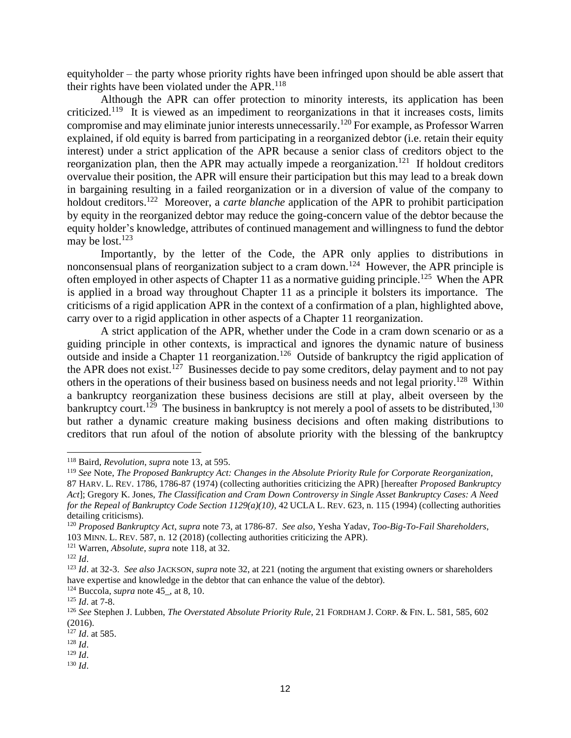equityholder – the party whose priority rights have been infringed upon should be able assert that their rights have been violated under the APR.[118]

Although the APR can offer protection to minority interests, its application has been criticized.[119] It is viewed as an impediment to reorganizations in that it increases costs, limits compromise and may eliminate junior interests unnecessarily.[120] For example, as Professor Warren explained, if old equity is barred from participating in a reorganized debtor (i.e. retain their equity interest) under a strict application of the APR because a senior class of creditors object to the reorganization plan, then the APR may actually impede a reorganization.[121] If holdout creditors overvalue their position, the APR will ensure their participation but this may lead to a break down in bargaining resulting in a failed reorganization or in a diversion of value of the company to holdout creditors.[122] Moreover, a *carte blanche* application of the APR to prohibit participation by equity in the reorganized debtor may reduce the going-concern value of the debtor because the equity holder's knowledge, attributes of continued management and willingness to fund the debtor may be lost.[123]

Importantly, by the letter of the Code, the APR only applies to distributions in nonconsensual plans of reorganization subject to a cram down.[124] However, the APR principle is often employed in other aspects of Chapter 11 as a normative guiding principle.[125] When the APR is applied in a broad way throughout Chapter 11 as a principle it bolsters its importance. The criticisms of a rigid application APR in the context of a confirmation of a plan, highlighted above, carry over to a rigid application in other aspects of a Chapter 11 reorganization.

A strict application of the APR, whether under the Code in a cram down scenario or as a guiding principle in other contexts, is impractical and ignores the dynamic nature of business outside and inside a Chapter 11 reorganization.[126] Outside of bankruptcy the rigid application of the APR does not exist.[127] Businesses decide to pay some creditors, delay payment and to not pay others in the operations of their business based on business needs and not legal priority.[128] Within a bankruptcy reorganization these business decisions are still at play, albeit overseen by the bankruptcy court.[129] The business in bankruptcy is not merely a pool of assets to be distributed,[130] but rather a dynamic creature making business decisions and often making distributions to creditors that run afoul of the notion of absolute priority with the blessing of the bankruptcy

---

[118] Baird, *Revolution*, *supra* note 13, at 595.

[119] *See* Note, *The Proposed Bankruptcy Act: Changes in the Absolute Priority Rule for Corporate Reorganization*, 87 HARV. L. REV. 1786, 1786-87 (1974) (collecting authorities criticizing the APR) [hereafter *Proposed Bankruptcy Act*]; Gregory K. Jones, *The Classification and Cram Down Controversy in Single Asset Bankruptcy Cases: A Need for the Repeal of Bankruptcy Code Section 1129(a)(10)*, 42 UCLA L. REV. 623, n. 115 (1994) (collecting authorities detailing criticisms).

[120] *Proposed Bankruptcy Act*, *supra* note 73, at 1786-87. *See also*, Yesha Yadav, *Too-Big-To-Fail Shareholders*, 103 MINN. L. REV. 587, n. 12 (2018) (collecting authorities criticizing the APR).

[121] Warren, *Absolute*, *supra* note 118, at 32.

[122] *Id*.

[123] *Id*. at 32-3. *See also* JACKSON, *supra* note 32, at 221 (noting the argument that existing owners or shareholders have expertise and knowledge in the debtor that can enhance the value of the debtor).

[124] Buccola, *supra* note 45_, at 8, 10.

[125] *Id*. at 7-8.

[126] *See* Stephen J. Lubben, *The Overstated Absolute Priority Rule*, 21 FORDHAM J. CORP. & FIN. L. 581, 585, 602 (2016).

[127] *Id*. at 585.

[128] *Id*.

[129] *Id*.

[130] *Id*.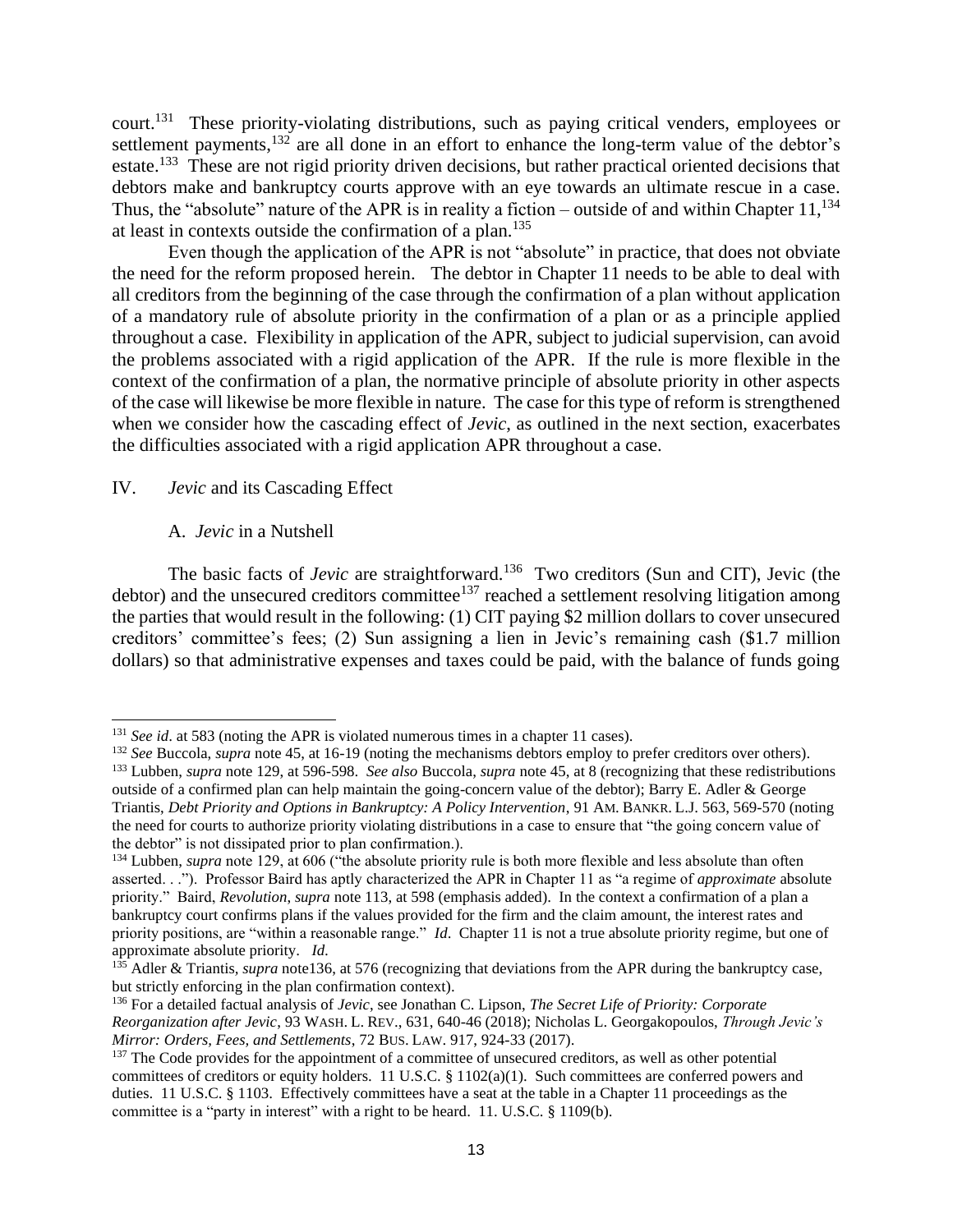court.[131] These priority-violating distributions, such as paying critical venders, employees or settlement payments,[132] are all done in an effort to enhance the long-term value of the debtor's estate.[133] These are not rigid priority driven decisions, but rather practical oriented decisions that debtors make and bankruptcy courts approve with an eye towards an ultimate rescue in a case. Thus, the "absolute" nature of the APR is in reality a fiction – outside of and within Chapter 11,[134] at least in contexts outside the confirmation of a plan.[135]

Even though the application of the APR is not "absolute" in practice, that does not obviate the need for the reform proposed herein. The debtor in Chapter 11 needs to be able to deal with all creditors from the beginning of the case through the confirmation of a plan without application of a mandatory rule of absolute priority in the confirmation of a plan or as a principle applied throughout a case. Flexibility in application of the APR, subject to judicial supervision, can avoid the problems associated with a rigid application of the APR. If the rule is more flexible in the context of the confirmation of a plan, the normative principle of absolute priority in other aspects of the case will likewise be more flexible in nature. The case for this type of reform is strengthened when we consider how the cascading effect of *Jevic*, as outlined in the next section, exacerbates the difficulties associated with a rigid application APR throughout a case.

## IV. *Jevic* and its Cascading Effect

### A. *Jevic* in a Nutshell

The basic facts of *Jevic* are straightforward.[136] Two creditors (Sun and CIT), Jevic (the debtor) and the unsecured creditors committee[137] reached a settlement resolving litigation among the parties that would result in the following: (1) CIT paying $2 million dollars to cover unsecured creditors' committee's fees; (2) Sun assigning a lien in Jevic's remaining cash ($1.7 million dollars) so that administrative expenses and taxes could be paid, with the balance of funds going

---

[131] *See id*. at 583 (noting the APR is violated numerous times in a chapter 11 cases).

[132] *See* Buccola, *supra* note 45, at 16-19 (noting the mechanisms debtors employ to prefer creditors over others).

[133] Lubben, *supra* note 129, at 596-598. *See also* Buccola, *supra* note 45, at 8 (recognizing that these redistributions outside of a confirmed plan can help maintain the going-concern value of the debtor); Barry E. Adler & George Triantis, *Debt Priority and Options in Bankruptcy: A Policy Intervention*, 91 AM. BANKR. L.J. 563, 569-570 (noting the need for courts to authorize priority violating distributions in a case to ensure that "the going concern value of the debtor" is not dissipated prior to plan confirmation.).

[134] Lubben, *supra* note 129, at 606 ("the absolute priority rule is both more flexible and less absolute than often asserted. . ."). Professor Baird has aptly characterized the APR in Chapter 11 as "a regime of *approximate* absolute priority." Baird, *Revolution*, *supra* note 113, at 598 (emphasis added). In the context a confirmation of a plan a bankruptcy court confirms plans if the values provided for the firm and the claim amount, the interest rates and priority positions, are "within a reasonable range." *Id*. Chapter 11 is not a true absolute priority regime, but one of approximate absolute priority. *Id.*

[135] Adler & Triantis, *supra* note136, at 576 (recognizing that deviations from the APR during the bankruptcy case, but strictly enforcing in the plan confirmation context).

[136] For a detailed factual analysis of *Jevic*, see Jonathan C. Lipson, *The Secret Life of Priority: Corporate Reorganization after Jevic*, 93 WASH. L. REV., 631, 640-46 (2018); Nicholas L. Georgakopoulos, *Through Jevic's Mirror: Orders, Fees, and Settlements*, 72 BUS. LAW. 917, 924-33 (2017).

[137] The Code provides for the appointment of a committee of unsecured creditors, as well as other potential committees of creditors or equity holders. 11 U.S.C. § 1102(a)(1). Such committees are conferred powers and duties. 11 U.S.C. § 1103. Effectively committees have a seat at the table in a Chapter 11 proceedings as the committee is a "party in interest" with a right to be heard. 11. U.S.C. § 1109(b).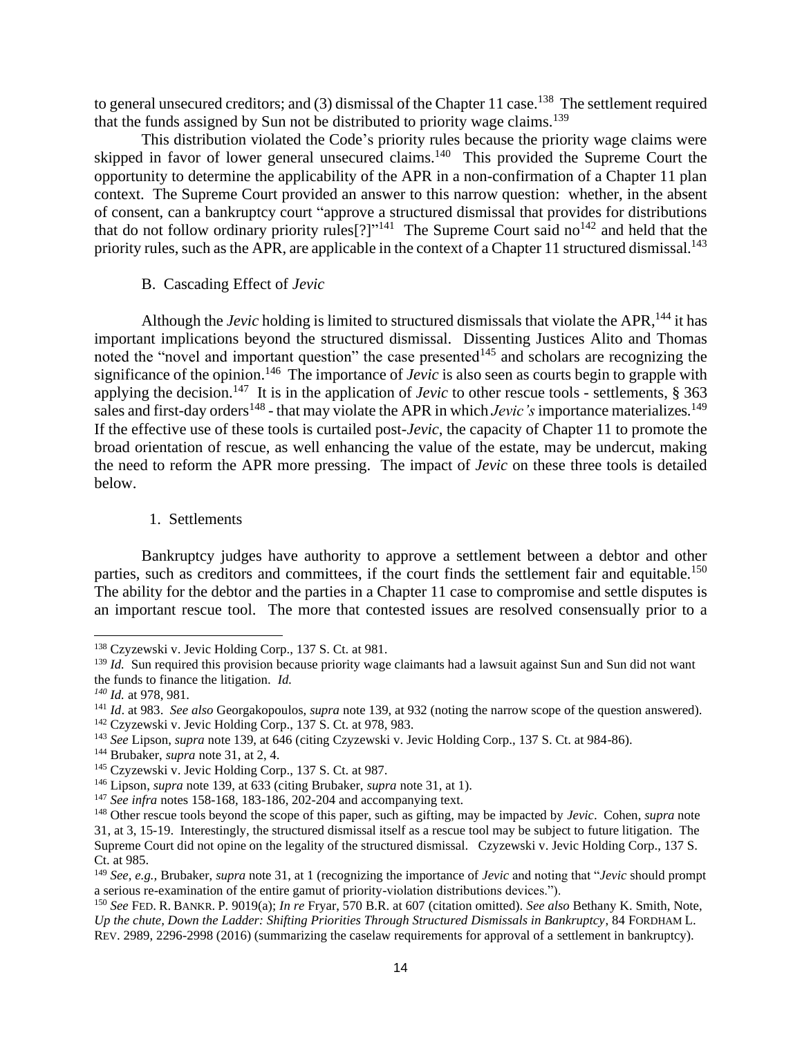to general unsecured creditors; and (3) dismissal of the Chapter 11 case.[138] The settlement required that the funds assigned by Sun not be distributed to priority wage claims.[139]

This distribution violated the Code's priority rules because the priority wage claims were skipped in favor of lower general unsecured claims.[140] This provided the Supreme Court the opportunity to determine the applicability of the APR in a non-confirmation of a Chapter 11 plan context. The Supreme Court provided an answer to this narrow question: whether, in the absence of consent, can a bankruptcy court "approve a structured dismissal that provides for distributions that do not follow ordinary priority rules[?]"[141] The Supreme Court said no[142] and held that the priority rules, such as the APR, are applicable in the context of a Chapter 11 structured dismissal.[143]

### B. Cascading Effect of *Jevic*

Although the *Jevic* holding is limited to structured dismissals that violate the APR,[144] it has important implications beyond the structured dismissal. Dissenting Justices Alito and Thomas noted the "novel and important question" the case presented[145] and scholars are recognizing the significance of the opinion.[146] The importance of *Jevic* is also seen as courts begin to grapple with applying the decision.[147] It is in the application of *Jevic* to other rescue tools - settlements, § 363 sales and first-day orders[148] - that may violate the APR in which *Jevic's* importance materializes.[149] If the effective use of these tools is curtailed post-*Jevic*, the capacity of Chapter 11 to promote the broad orientation of rescue, as well enhancing the value of the estate, may be undercut, making the need to reform the APR more pressing. The impact of *Jevic* on these three tools is detailed below.

#### 1. Settlements

Bankruptcy judges have authority to approve a settlement between a debtor and other parties, such as creditors and committees, if the court finds the settlement fair and equitable.[150] The ability for the debtor and the parties in a Chapter 11 case to compromise and settle disputes is an important rescue tool. The more that contested issues are resolved consensually prior to a

---

[138] Czyzewski v. Jevic Holding Corp., 137 S. Ct. at 981.

[139] *Id.* Sun required this provision because priority wage claimants had a lawsuit against Sun and Sun did not want the funds to finance the litigation. *Id.*

[140] *Id.* at 978, 981.

[141] *Id*. at 983. *See also* Georgakopoulos, *supra* note 139, at 932 (noting the narrow scope of the question answered).

[142] Czyzewski v. Jevic Holding Corp., 137 S. Ct. at 978, 983.

[143] *See* Lipson, *supra* note 139, at 646 (citing Czyzewski v. Jevic Holding Corp., 137 S. Ct. at 984-86).

[144] Brubaker, *supra* note 31, at 2, 4.

[145] Czyzewski v. Jevic Holding Corp., 137 S. Ct. at 987.

[146] Lipson, *supra* note 139, at 633 (citing Brubaker, *supra* note 31, at 1).

[147] *See infra* notes 158-168, 183-186, 202-204 and accompanying text.

[148] Other rescue tools beyond the scope of this paper, such as gifting, may be impacted by *Jevic*. Cohen, *supra* note 31, at 3, 15-19. Interestingly, the structured dismissal itself as a rescue tool may be subject to future litigation. The Supreme Court did not opine on the legality of the structured dismissal. Czyzewski v. Jevic Holding Corp., 137 S. Ct. at 985.

[149] *See, e.g.,* Brubaker, *supra* note 31, at 1 (recognizing the importance of *Jevic* and noting that "*Jevic* should prompt a serious re-examination of the entire gamut of priority-violation distributions devices.").

[150] *See* FED. R. BANKR. P. 9019(a); *In re* Fryar, 570 B.R. at 607 (citation omitted). *See also* Bethany K. Smith, Note, *Up the chute, Down the Ladder: Shifting Priorities Through Structured Dismissals in Bankruptcy*, 84 FORDHAM L. REV. 2989, 2296-2998 (2016) (summarizing the caselaw requirements for approval of a settlement in bankruptcy).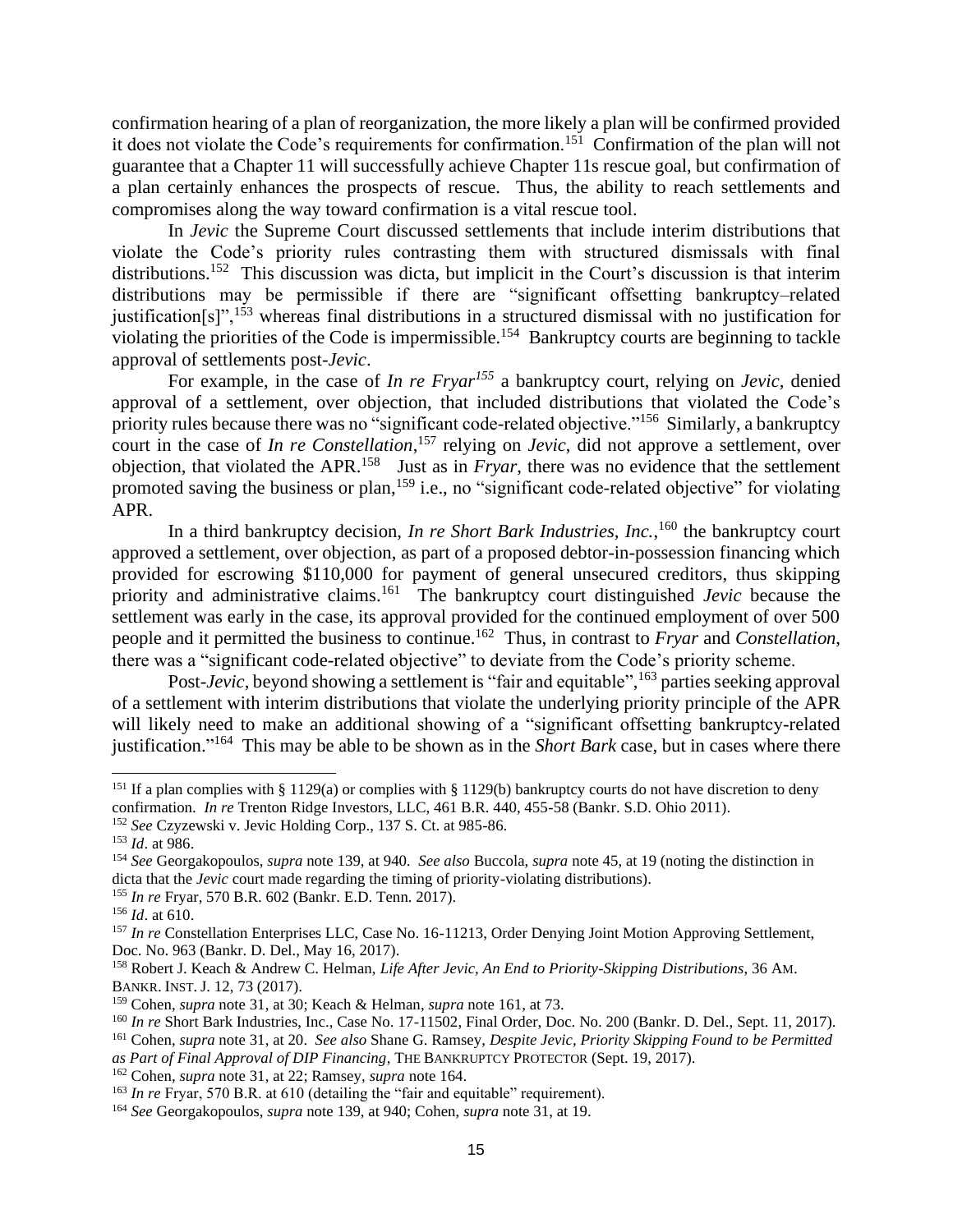confirmation hearing of a plan of reorganization, the more likely a plan will be confirmed provided it does not violate the Code's requirements for confirmation.[151] Confirmation of the plan will not guarantee that a Chapter 11 will successfully achieve Chapter 11s rescue goal, but confirmation of a plan certainly enhances the prospects of rescue. Thus, the ability to reach settlements and compromises along the way toward confirmation is a vital rescue tool.

In *Jevic* the Supreme Court discussed settlements that include interim distributions that violate the Code's priority rules contrasting them with structured dismissals with final distributions.[152] This discussion was dicta, but implicit in the Court's discussion is that interim distributions may be permissible if there are "significant offsetting bankruptcy–related justification[s]",[153] whereas final distributions in a structured dismissal with no justification for violating the priorities of the Code is impermissible.[154] Bankruptcy courts are beginning to tackle approval of settlements post-*Jevic*.

For example, in the case of *In re Fryar*[155] a bankruptcy court, relying on *Jevic*, denied approval of a settlement, over objection, that included distributions that violated the Code's priority rules because there was no "significant code-related objective."[156] Similarly, a bankruptcy court in the case of *In re Constellation*,[157] relying on *Jevic*, did not approve a settlement, over objection, that violated the APR.[158] Just as in *Fryar*, there was no evidence that the settlement promoted saving the business or plan,[159] i.e., no "significant code-related objective" for violating APR.

In a third bankruptcy decision, *In re Short Bark Industries, Inc.*,[160] the bankruptcy court approved a settlement, over objection, as part of a proposed debtor-in-possession financing which provided for escrowing $110,000 for payment of general unsecured creditors, thus skipping priority and administrative claims.[161] The bankruptcy court distinguished *Jevic* because the settlement was early in the case, its approval provided for the continued employment of over 500 people and it permitted the business to continue.[162] Thus, in contrast to *Fryar* and *Constellation*, there was a "significant code-related objective" to deviate from the Code's priority scheme.

Post-*Jevic*, beyond showing a settlement is "fair and equitable",[163] parties seeking approval of a settlement with interim distributions that violate the underlying priority principle of the APR will likely need to make an additional showing of a "significant offsetting bankruptcy-related justification."[164] This may be able to be shown as in the *Short Bark* case, but in cases where there

---

[151] If a plan complies with § 1129(a) or complies with § 1129(b) bankruptcy courts do not have discretion to deny confirmation. *In re* Trenton Ridge Investors, LLC, 461 B.R. 440, 455-58 (Bankr. S.D. Ohio 2011).

[152] *See* Czyzewski v. Jevic Holding Corp., 137 S. Ct. at 985-86.

[153] *Id*. at 986.

[154] *See* Georgakopoulos, *supra* note 139, at 940. *See also* Buccola, *supra* note 45, at 19 (noting the distinction in dicta that the *Jevic* court made regarding the timing of priority-violating distributions).

[155] *In re* Fryar, 570 B.R. 602 (Bankr. E.D. Tenn. 2017).

[156] *Id*. at 610.

[157] *In re* Constellation Enterprises LLC, Case No. 16-11213, Order Denying Joint Motion Approving Settlement, Doc. No. 963 (Bankr. D. Del., May 16, 2017).

[158] Robert J. Keach & Andrew C. Helman, *Life After Jevic, An End to Priority-Skipping Distributions*, 36 AM. BANKR. INST. J. 12, 73 (2017).

[159] Cohen, *supra* note 31, at 30; Keach & Helman, *supra* note 161, at 73.

[160] *In re* Short Bark Industries, Inc., Case No. 17-11502, Final Order, Doc. No. 200 (Bankr. D. Del., Sept. 11, 2017).

[161] Cohen, *supra* note 31, at 20. *See also* Shane G. Ramsey, *Despite Jevic, Priority Skipping Found to be Permitted as Part of Final Approval of DIP Financing*, THE BANKRUPTCY PROTECTOR (Sept. 19, 2017).

[162] Cohen, *supra* note 31, at 22; Ramsey, *supra* note 164.

[163] *In re* Fryar, 570 B.R. at 610 (detailing the "fair and equitable" requirement).

[164] *See* Georgakopoulos, *supra* note 139, at 940; Cohen, *supra* note 31, at 19.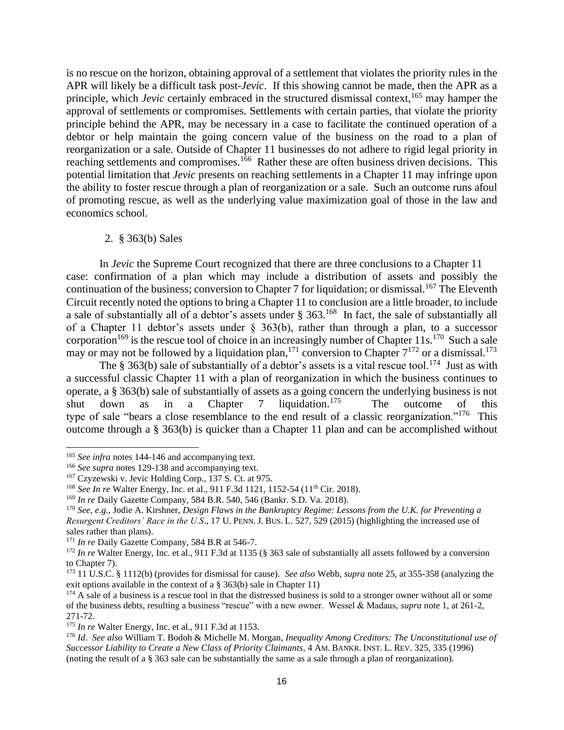is no rescue on the horizon, obtaining approval of a settlement that violates the priority rules in the APR will likely be a difficult task post-*Jevic*. If this showing cannot be made, then the APR as a principle, which *Jevic* certainly embraced in the structured dismissal context,[165] may hamper the approval of settlements or compromises. Settlements with certain parties, that violate the priority principle behind the APR, may be necessary in a case to facilitate the continued operation of a debtor or help maintain the going concern value of the business on the road to a plan of reorganization or a sale. Outside of Chapter 11 businesses do not adhere to rigid legal priority in reaching settlements and compromises.[166] Rather these are often business driven decisions. This potential limitation that *Jevic* presents on reaching settlements in a Chapter 11 may infringe upon the ability to foster rescue through a plan of reorganization or a sale. Such an outcome runs afoul of promoting rescue, as well as the underlying value maximization goal of those in the law and economics school.

2. § 363(b) Sales

In *Jevic* the Supreme Court recognized that there are three conclusions to a Chapter 11 case: confirmation of a plan which may include a distribution of assets and possibly the continuation of the business; conversion to Chapter 7 for liquidation; or dismissal.[167] The Eleventh Circuit recently noted the options to bring a Chapter 11 to conclusion are a little broader, to include a sale of substantially all of a debtor's assets under § 363.[168] In fact, the sale of substantially all of a Chapter 11 debtor's assets under § 363(b), rather than through a plan, to a successor corporation[169] is the rescue tool of choice in an increasingly number of Chapter 11s.[170] Such a sale may or may not be followed by a liquidation plan,[171] conversion to Chapter 7[172] or a dismissal.[173]

The § 363(b) sale of substantially of a debtor's assets is a vital rescue tool.[174] Just as with a successful classic Chapter 11 with a plan of reorganization in which the business continues to operate, a § 363(b) sale of substantially of assets as a going concern the underlying business is not shut down as in a Chapter 7 liquidation.[175] The outcome of this type of sale "bears a close resemblance to the end result of a classic reorganization."[176] This outcome through a § 363(b) is quicker than a Chapter 11 plan and can be accomplished without

---

[165] *See infra* notes 144-146 and accompanying text.

[166] *See supra* notes 129-138 and accompanying text.

[167] Czyzewski v. Jevic Holding Corp., 137 S. Ct. at 975.

[168] *See In re* Walter Energy, Inc. et al., 911 F.3d 1121, 1152-54 (11th Cir. 2018).

[169] *In re* Daily Gazette Company, 584 B.R. 540, 546 (Bankr. S.D. Va. 2018).

[170] *See, e.g.,* Jodie A. Kirshner, *Design Flaws in the Bankruptcy Regime: Lessons from the U.K. for Preventing a Resurgent Creditors' Race in the U.S*., 17 U. PENN. J. BUS. L. 527, 529 (2015) (highlighting the increased use of sales rather than plans).

[171] *In re* Daily Gazette Company, 584 B.R at 546-7.

[172] *In re* Walter Energy, Inc. et al., 911 F.3d at 1135 (§ 363 sale of substantially all assets followed by a conversion to Chapter 7).

[173] 11 U.S.C. § 1112(b) (provides for dismissal for cause). *See also* Webb, *supra* note 25, at 355-358 (analyzing the exit options available in the context of a § 363(b) sale in Chapter 11)

[174] A sale of a business is a rescue tool in that the distressed business is sold to a stronger owner without all or some of the business debts, resulting a business "rescue" with a new owner. Wessel & Madaus, *supra* note 1, at 261-2, 271-72.

[175] *In re* Walter Energy, Inc. et al., 911 F.3d at 1153.

[176] *Id*. *See also* William T. Bodoh & Michelle M. Morgan, *Inequality Among Creditors: The Unconstitutional use of Successor Liability to Create a New Class of Priority Claimants*, 4 AM. BANKR. INST. L. REV. 325, 335 (1996) (noting the result of a § 363 sale can be substantially the same as a sale through a plan of reorganization).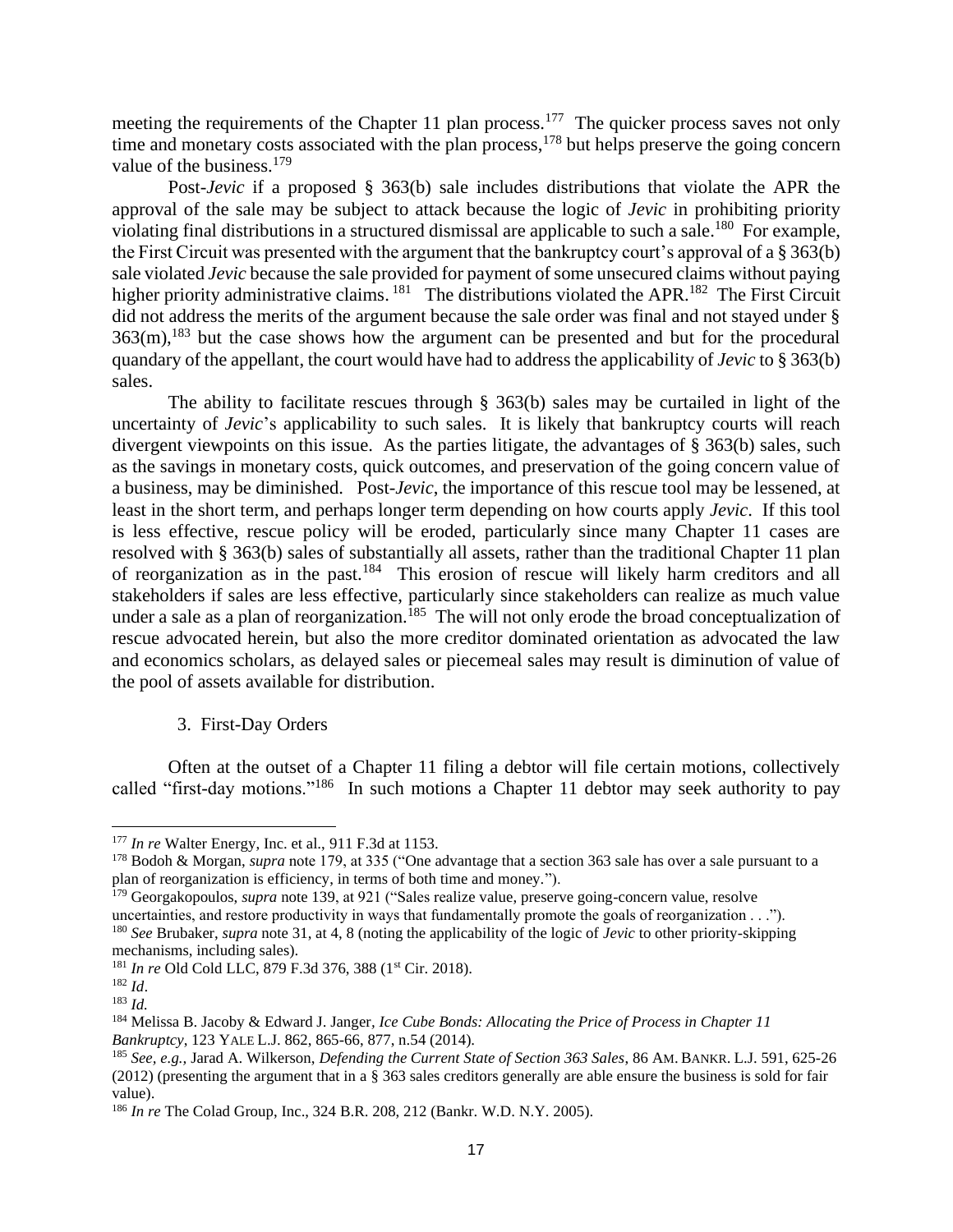meeting the requirements of the Chapter 11 plan process.[177] The quicker process saves not only time and monetary costs associated with the plan process,[178] but helps preserve the going concern value of the business.[179]

Post-*Jevic* if a proposed § 363(b) sale includes distributions that violate the APR the approval of the sale may be subject to attack because the logic of *Jevic* in prohibiting priority violating final distributions in a structured dismissal are applicable to such a sale.[180] For example, the First Circuit was presented with the argument that the bankruptcy court's approval of a § 363(b) sale violated *Jevic* because the sale provided for payment of some unsecured claims without paying higher priority administrative claims.[181] The distributions violated the APR.[182] The First Circuit did not address the merits of the argument because the sale order was final and not stayed under § 363(m),[183] but the case shows how the argument can be presented and but for the procedural quandary of the appellant, the court would have had to address the applicability of *Jevic* to § 363(b) sales.

The ability to facilitate rescues through § 363(b) sales may be curtailed in light of the uncertainty of *Jevic*'s applicability to such sales. It is likely that bankruptcy courts will reach divergent viewpoints on this issue. As the parties litigate, the advantages of § 363(b) sales, such as the savings in monetary costs, quick outcomes, and preservation of the going concern value of a business, may be diminished. Post-*Jevic*, the importance of this rescue tool may be lessened, at least in the short term, and perhaps longer term depending on how courts apply *Jevic*. If this tool is less effective, rescue policy will be eroded, particularly since many Chapter 11 cases are resolved with § 363(b) sales of substantially all assets, rather than the traditional Chapter 11 plan of reorganization as in the past.[184] This erosion of rescue will likely harm creditors and all stakeholders if sales are less effective, particularly since stakeholders can realize as much value under a sale as a plan of reorganization.[185] The will not only erode the broad conceptualization of rescue advocated herein, but also the more creditor dominated orientation as advocated the law and economics scholars, as delayed sales or piecemeal sales may result is diminution of value of the pool of assets available for distribution.

### 3. First-Day Orders

Often at the outset of a Chapter 11 filing a debtor will file certain motions, collectively called "first-day motions."[186] In such motions a Chapter 11 debtor may seek authority to pay

---

[177] *In re* Walter Energy, Inc. et al., 911 F.3d at 1153.

[178] Bodoh & Morgan, *supra* note 179, at 335 ("One advantage that a section 363 sale has over a sale pursuant to a plan of reorganization is efficiency, in terms of both time and money.").

[179] Georgakopoulos, *supra* note 139, at 921 ("Sales realize value, preserve going-concern value, resolve uncertainties, and restore productivity in ways that fundamentally promote the goals of reorganization . . .").

[180] *See* Brubaker, *supra* note 31, at 4, 8 (noting the applicability of the logic of *Jevic* to other priority-skipping mechanisms, including sales).

[181] *In re* Old Cold LLC, 879 F.3d 376, 388 (1st Cir. 2018).

[182] *Id*.

[183] *Id.*

[184] Melissa B. Jacoby & Edward J. Janger, *Ice Cube Bonds: Allocating the Price of Process in Chapter 11 Bankruptcy*, 123 YALE L.J. 862, 865-66, 877, n.54 (2014).

[185] *See, e.g.,* Jarad A. Wilkerson, *Defending the Current State of Section 363 Sales*, 86 AM. BANKR. L.J. 591, 625-26 (2012) (presenting the argument that in a § 363 sales creditors generally are able ensure the business is sold for fair value).

[186] *In re* The Colad Group, Inc., 324 B.R. 208, 212 (Bankr. W.D. N.Y. 2005).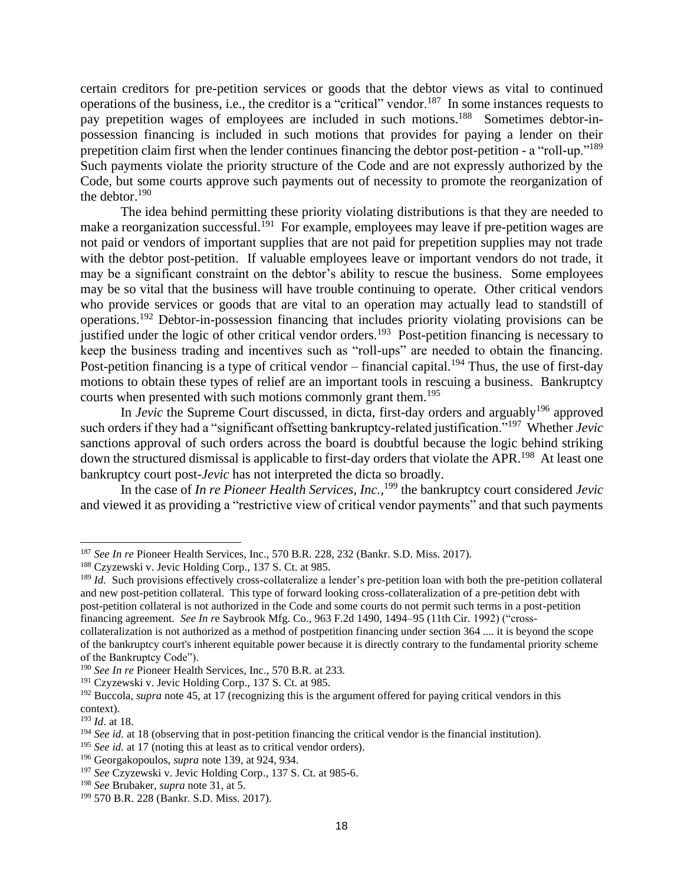certain creditors for pre-petition services or goods that the debtor views as vital to continued operations of the business, i.e., the creditor is a "critical" vendor.[187] In some instances requests to pay prepetition wages of employees are included in such motions.[188] Sometimes debtor-in-possession financing is included in such motions that provides for paying a lender on their prepetition claim first when the lender continues financing the debtor post-petition - a "roll-up."[189] Such payments violate the priority structure of the Code and are not expressly authorized by the Code, but some courts approve such payments out of necessity to promote the reorganization of the debtor.[190]

The idea behind permitting these priority violating distributions is that they are needed to make a reorganization successful.[191] For example, employees may leave if pre-petition wages are not paid or vendors of important supplies that are not paid for prepetition supplies may not trade with the debtor post-petition. If valuable employees leave or important vendors do not trade, it may be a significant constraint on the debtor's ability to rescue the business. Some employees may be so vital that the business will have trouble continuing to operate. Other critical vendors who provide services or goods that are vital to an operation may actually lead to standstill of operations.[192] Debtor-in-possession financing that includes priority violating provisions can be justified under the logic of other critical vendor orders.[193] Post-petition financing is necessary to keep the business trading and incentives such as "roll-ups" are needed to obtain the financing. Post-petition financing is a type of critical vendor – financial capital.[194] Thus, the use of first-day motions to obtain these types of relief are an important tools in rescuing a business. Bankruptcy courts when presented with such motions commonly grant them.[195]

In *Jevic* the Supreme Court discussed, in dicta, first-day orders and arguably[196] approved such orders if they had a "significant offsetting bankruptcy-related justification."[197] Whether *Jevic* sanctions approval of such orders across the board is doubtful because the logic behind striking down the structured dismissal is applicable to first-day orders that violate the APR.[198] At least one bankruptcy court post-*Jevic* has not interpreted the dicta so broadly.

In the case of *In re Pioneer Health Services, Inc.*,[199] the bankruptcy court considered *Jevic* and viewed it as providing a "restrictive view of critical vendor payments" and that such payments

---

[187] *See In re* Pioneer Health Services, Inc., 570 B.R. 228, 232 (Bankr. S.D. Miss. 2017).

[188] Czyzewski v. Jevic Holding Corp., 137 S. Ct. at 985.

[189] *Id.* Such provisions effectively cross-collateralize a lender's pre-petition loan with both the pre-petition collateral and new post-petition collateral. This type of forward looking cross-collateralization of a pre-petition debt with post-petition collateral is not authorized in the Code and some courts do not permit such terms in a post-petition financing agreement. *See In r*e Saybrook Mfg. Co., 963 F.2d 1490, 1494–95 (11th Cir. 1992) ("cross-collateralization is not authorized as a method of postpetition financing under section 364 .... it is beyond the scope of the bankruptcy court's inherent equitable power because it is directly contrary to the fundamental priority scheme of the Bankruptcy Code").

[190] *See In re* Pioneer Health Services, Inc., 570 B.R. at 233.

[191] Czyzewski v. Jevic Holding Corp., 137 S. Ct. at 985.

[192] Buccola, *supra* note 45, at 17 (recognizing this is the argument offered for paying critical vendors in this context).

[193] *Id*. at 18.

[194] *See id.* at 18 (observing that in post-petition financing the critical vendor is the financial institution).

[195] *See id.* at 17 (noting this at least as to critical vendor orders).

[196] Georgakopoulos, *supra* note 139, at 924, 934.

[197] *See* Czyzewski v. Jevic Holding Corp., 137 S. Ct. at 985-6.

[198] *See* Brubaker, *supra* note 31, at 5.

[199] 570 B.R. 228 (Bankr. S.D. Miss. 2017).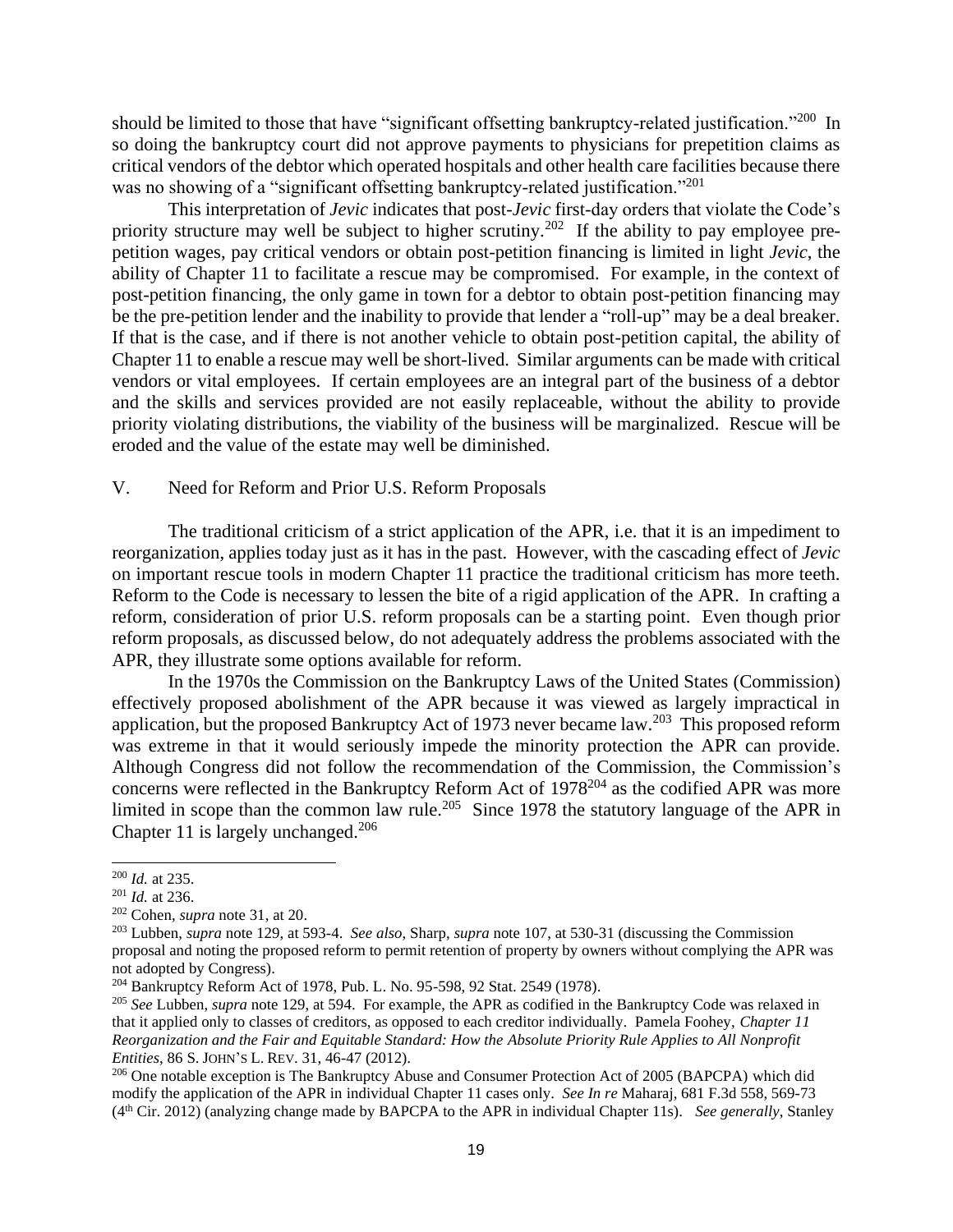should be limited to those that have "significant offsetting bankruptcy-related justification."[200] In so doing the bankruptcy court did not approve payments to physicians for prepetition claims as critical vendors of the debtor which operated hospitals and other health care facilities because there was no showing of a "significant offsetting bankruptcy-related justification."[201]

This interpretation of *Jevic* indicates that post-*Jevic* first-day orders that violate the Code's priority structure may well be subject to higher scrutiny.[202] If the ability to pay employee pre-petition wages, pay critical vendors or obtain post-petition financing is limited in light *Jevic*, the ability of Chapter 11 to facilitate a rescue may be compromised. For example, in the context of post-petition financing, the only game in town for a debtor to obtain post-petition financing may be the pre-petition lender and the inability to provide that lender a "roll-up" may be a deal breaker. If that is the case, and if there is not another vehicle to obtain post-petition capital, the ability of Chapter 11 to enable a rescue may well be short-lived. Similar arguments can be made with critical vendors or vital employees. If certain employees are an integral part of the business of a debtor and the skills and services provided are not easily replaceable, without the ability to provide priority violating distributions, the viability of the business will be marginalized. Rescue will be eroded and the value of the estate may well be diminished.

## V. Need for Reform and Prior U.S. Reform Proposals

The traditional criticism of a strict application of the APR, i.e. that it is an impediment to reorganization, applies today just as it has in the past. However, with the cascading effect of *Jevic* on important rescue tools in modern Chapter 11 practice the traditional criticism has more teeth. Reform to the Code is necessary to lessen the bite of a rigid application of the APR. In crafting a reform, consideration of prior U.S. reform proposals can be a starting point. Even though prior reform proposals, as discussed below, do not adequately address the problems associated with the APR, they illustrate some options available for reform.

In the 1970s the Commission on the Bankruptcy Laws of the United States (Commission) effectively proposed abolishment of the APR because it was viewed as largely impractical in application, but the proposed Bankruptcy Act of 1973 never became law.[203] This proposed reform was extreme in that it would seriously impede the minority protection the APR can provide. Although Congress did not follow the recommendation of the Commission, the Commission's concerns were reflected in the Bankruptcy Reform Act of 1978[204] as the codified APR was more limited in scope than the common law rule.[205] Since 1978 the statutory language of the APR in Chapter 11 is largely unchanged.[206]

---

[200] *Id.* at 235.

[201] *Id.* at 236.

[202] Cohen, *supra* note 31, at 20.

[203] Lubben, *supra* note 129, at 593-4. *See also,* Sharp, *supra* note 107, at 530-31 (discussing the Commission proposal and noting the proposed reform to permit retention of property by owners without complying the APR was not adopted by Congress).

[204] Bankruptcy Reform Act of 1978, Pub. L. No. 95-598, 92 Stat. 2549 (1978).

[205] *See* Lubben, *supra* note 129, at 594. For example, the APR as codified in the Bankruptcy Code was relaxed in that it applied only to classes of creditors, as opposed to each creditor individually. Pamela Foohey, *Chapter 11 Reorganization and the Fair and Equitable Standard: How the Absolute Priority Rule Applies to All Nonprofit Entities*, 86 S. JOHN'S L. REV. 31, 46-47 (2012).

[206] One notable exception is The Bankruptcy Abuse and Consumer Protection Act of 2005 (BAPCPA) which did modify the application of the APR in individual Chapter 11 cases only. *See In re* Maharaj, 681 F.3d 558, 569-73 (4th Cir. 2012) (analyzing change made by BAPCPA to the APR in individual Chapter 11s). *See generally*, Stanley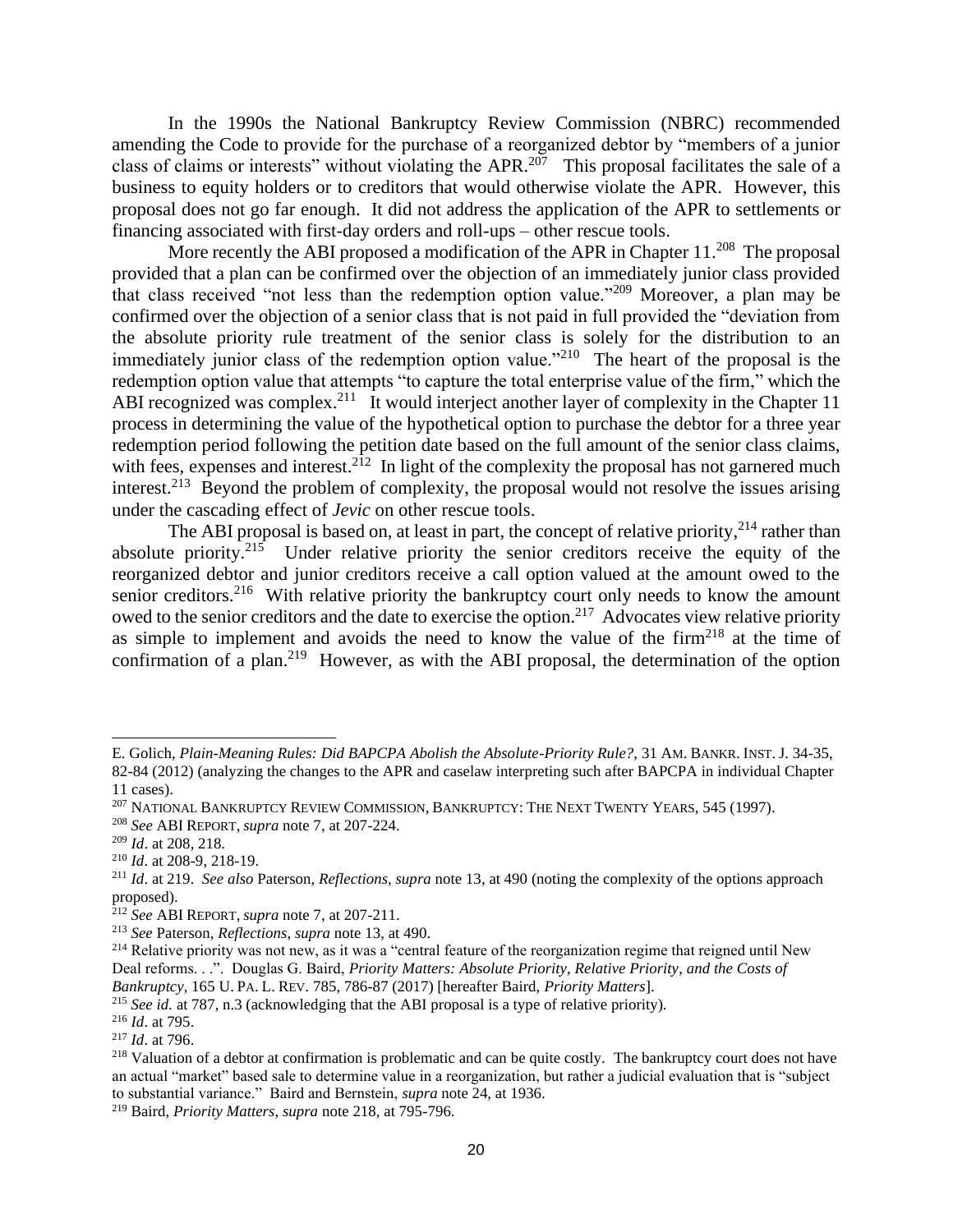In the 1990s the National Bankruptcy Review Commission (NBRC) recommended amending the Code to provide for the purchase of a reorganized debtor by "members of a junior class of claims or interests" without violating the APR.[207] This proposal facilitates the sale of a business to equity holders or to creditors that would otherwise violate the APR. However, this proposal does not go far enough. It did not address the application of the APR to settlements or financing associated with first-day orders and roll-ups – other rescue tools.

More recently the ABI proposed a modification of the APR in Chapter 11.[208] The proposal provided that a plan can be confirmed over the objection of an immediately junior class provided that class received "not less than the redemption option value."[209] Moreover, a plan may be confirmed over the objection of a senior class that is not paid in full provided the "deviation from the absolute priority rule treatment of the senior class is solely for the distribution to an immediately junior class of the redemption option value."[210] The heart of the proposal is the redemption option value that attempts "to capture the total enterprise value of the firm," which the ABI recognized was complex.[211] It would interject another layer of complexity in the Chapter 11 process in determining the value of the hypothetical option to purchase the debtor for a three year redemption period following the petition date based on the full amount of the senior class claims, with fees, expenses and interest.[212] In light of the complexity the proposal has not garnered much interest.[213] Beyond the problem of complexity, the proposal would not resolve the issues arising under the cascading effect of *Jevic* on other rescue tools.

The ABI proposal is based on, at least in part, the concept of relative priority,[214] rather than absolute priority.[215] Under relative priority the senior creditors receive the equity of the reorganized debtor and junior creditors receive a call option valued at the amount owed to the senior creditors.[216] With relative priority the bankruptcy court only needs to know the amount owed to the senior creditors and the date to exercise the option.[217] Advocates view relative priority as simple to implement and avoids the need to know the value of the firm[218] at the time of confirmation of a plan.[219] However, as with the ABI proposal, the determination of the option

---

E. Golich, *Plain-Meaning Rules: Did BAPCPA Abolish the Absolute-Priority Rule?*, 31 AM. BANKR. INST. J. 34-35, 82-84 (2012) (analyzing the changes to the APR and caselaw interpreting such after BAPCPA in individual Chapter 11 cases).

[207] NATIONAL BANKRUPTCY REVIEW COMMISSION, BANKRUPTCY: THE NEXT TWENTY YEARS, 545 (1997).

[208] *See* ABI REPORT, *supra* note 7, at 207-224.

[209] *Id*. at 208, 218.

[210] *Id*. at 208-9, 218-19.

[211] *Id*. at 219. *See also* Paterson, *Reflections*, *supra* note 13, at 490 (noting the complexity of the options approach proposed).

[212] *See* ABI REPORT, *supra* note 7, at 207-211.

[213] *See* Paterson, *Reflections, supra* note 13, at 490.

[214] Relative priority was not new, as it was a "central feature of the reorganization regime that reigned until New Deal reforms. . .". Douglas G. Baird, *Priority Matters: Absolute Priority, Relative Priority, and the Costs of Bankruptcy*, 165 U. PA. L. REV. 785, 786-87 (2017) [hereafter Baird, *Priority Matters*].

[215] *See id.* at 787, n.3 (acknowledging that the ABI proposal is a type of relative priority).

[216] *Id*. at 795.

[217] *Id*. at 796.

[218] Valuation of a debtor at confirmation is problematic and can be quite costly. The bankruptcy court does not have an actual "market" based sale to determine value in a reorganization, but rather a judicial evaluation that is "subject to substantial variance." Baird and Bernstein, *supra* note 24, at 1936.

[219] Baird, *Priority Matters, supra* note 218, at 795-796.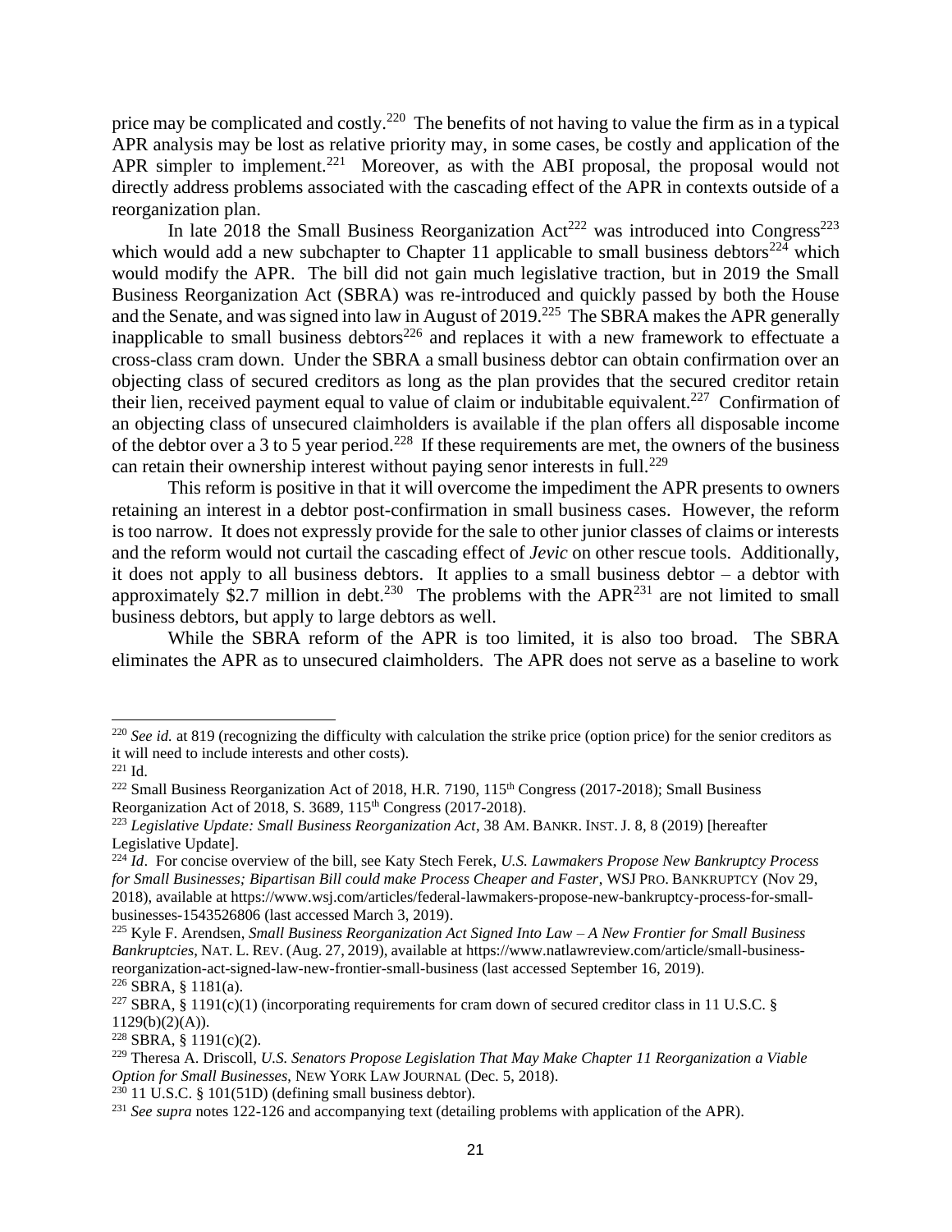price may be complicated and costly.[220] The benefits of not having to value the firm as in a typical APR analysis may be lost as relative priority may, in some cases, be costly and application of the APR simpler to implement.[221] Moreover, as with the ABI proposal, the proposal would not directly address problems associated with the cascading effect of the APR in contexts outside of a reorganization plan.

In late 2018 the Small Business Reorganization Act[222] was introduced into Congress[223] which would add a new subchapter to Chapter 11 applicable to small business debtors[224] which would modify the APR. The bill did not gain much legislative traction, but in 2019 the Small Business Reorganization Act (SBRA) was re-introduced and quickly passed by both the House and the Senate, and was signed into law in August of 2019.[225] The SBRA makes the APR generally inapplicable to small business debtors[226] and replaces it with a new framework to effectuate a cross-class cram down. Under the SBRA a small business debtor can obtain confirmation over an objecting class of secured creditors as long as the plan provides that the secured creditor retain their lien, received payment equal to value of claim or indubitable equivalent.[227] Confirmation of an objecting class of unsecured claimholders is available if the plan offers all disposable income of the debtor over a 3 to 5 year period.[228] If these requirements are met, the owners of the business can retain their ownership interest without paying senor interests in full.[229]

This reform is positive in that it will overcome the impediment the APR presents to owners retaining an interest in a debtor post-confirmation in small business cases. However, the reform is too narrow. It does not expressly provide for the sale to other junior classes of claims or interests and the reform would not curtail the cascading effect of *Jevic* on other rescue tools. Additionally, it does not apply to all business debtors. It applies to a small business debtor – a debtor with approximately $2.7 million in debt.[230] The problems with the APR[231] are not limited to small business debtors, but apply to large debtors as well.

While the SBRA reform of the APR is too limited, it is also too broad. The SBRA eliminates the APR as to unsecured claimholders. The APR does not serve as a baseline to work

---

[220] *See id.* at 819 (recognizing the difficulty with calculation the strike price (option price) for the senior creditors as it will need to include interests and other costs).

[221] Id.

[222] Small Business Reorganization Act of 2018, H.R. 7190, 115th Congress (2017-2018); Small Business Reorganization Act of 2018, S. 3689, 115th Congress (2017-2018).

[223] *Legislative Update: Small Business Reorganization Act*, 38 AM. BANKR. INST. J. 8, 8 (2019) [hereafter Legislative Update].

[224] *Id*. For concise overview of the bill, see Katy Stech Ferek, *U.S. Lawmakers Propose New Bankruptcy Process for Small Businesses; Bipartisan Bill could make Process Cheaper and Faster*, WSJ PRO. BANKRUPTCY (Nov 29, 2018), available at https://www.wsj.com/articles/federal-lawmakers-propose-new-bankruptcy-process-for-small-businesses-1543526806 (last accessed March 3, 2019).

[225] Kyle F. Arendsen, *Small Business Reorganization Act Signed Into Law – A New Frontier for Small Business Bankruptcies*, NAT. L. REV. (Aug. 27, 2019), available at https://www.natlawreview.com/article/small-business-reorganization-act-signed-law-new-frontier-small-business (last accessed September 16, 2019).

[226] SBRA, § 1181(a).

[227] SBRA, § 1191(c)(1) (incorporating requirements for cram down of secured creditor class in 11 U.S.C. § 1129(b)(2)(A)).

[228] SBRA, § 1191(c)(2).

[229] Theresa A. Driscoll, *U.S. Senators Propose Legislation That May Make Chapter 11 Reorganization a Viable Option for Small Businesses*, NEW YORK LAW JOURNAL (Dec. 5, 2018).

[230] 11 U.S.C. § 101(51D) (defining small business debtor).

[231] *See supra* notes 122-126 and accompanying text (detailing problems with application of the APR).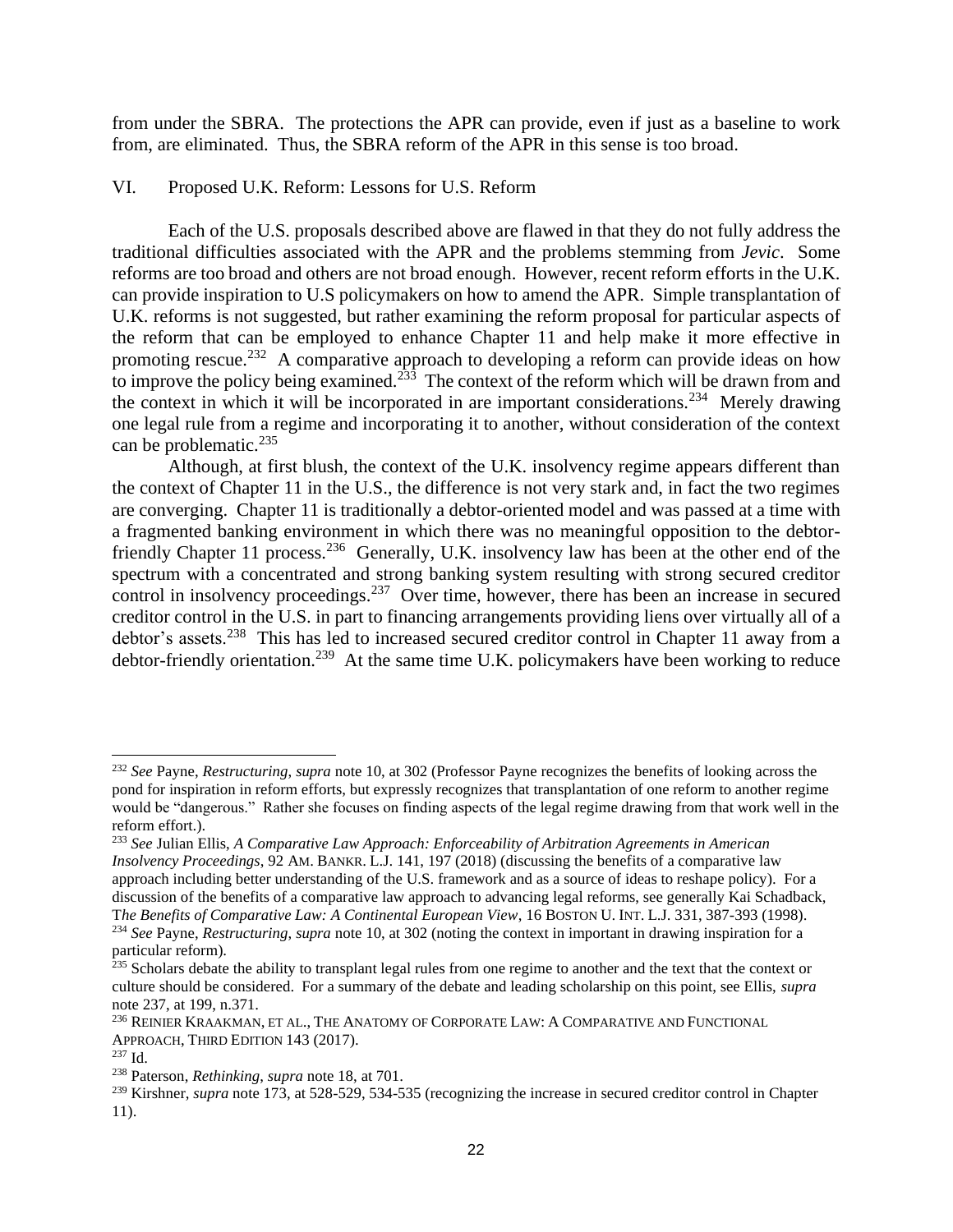from under the SBRA. The protections the APR can provide, even if just as a baseline to work from, are eliminated. Thus, the SBRA reform of the APR in this sense is too broad.

## VI. Proposed U.K. Reform: Lessons for U.S. Reform

Each of the U.S. proposals described above are flawed in that they do not fully address the traditional difficulties associated with the APR and the problems stemming from *Jevic*. Some reforms are too broad and others are not broad enough. However, recent reform efforts in the U.K. can provide inspiration to U.S policymakers on how to amend the APR. Simple transplantation of U.K. reforms is not suggested, but rather examining the reform proposal for particular aspects of the reform that can be employed to enhance Chapter 11 and help make it more effective in promoting rescue.[232] A comparative approach to developing a reform can provide ideas on how to improve the policy being examined.[233] The context of the reform which will be drawn from and the context in which it will be incorporated in are important considerations.[234] Merely drawing one legal rule from a regime and incorporating it to another, without consideration of the context can be problematic.[235]

Although, at first blush, the context of the U.K. insolvency regime appears different than the context of Chapter 11 in the U.S., the difference is not very stark and, in fact the two regimes are converging. Chapter 11 is traditionally a debtor-oriented model and was passed at a time with a fragmented banking environment in which there was no meaningful opposition to the debtor-friendly Chapter 11 process.[236] Generally, U.K. insolvency law has been at the other end of the spectrum with a concentrated and strong banking system resulting with strong secured creditor control in insolvency proceedings.[237] Over time, however, there has been an increase in secured creditor control in the U.S. in part to financing arrangements providing liens over virtually all of a debtor's assets.[238] This has led to increased secured creditor control in Chapter 11 away from a debtor-friendly orientation.[239] At the same time U.K. policymakers have been working to reduce

---

[232] *See* Payne, *Restructuring*, *supra* note 10, at 302 (Professor Payne recognizes the benefits of looking across the pond for inspiration in reform efforts, but expressly recognizes that transplantation of one reform to another regime would be "dangerous." Rather she focuses on finding aspects of the legal regime drawing from that work well in the reform effort.).

[233] *See* Julian Ellis, *A Comparative Law Approach: Enforceability of Arbitration Agreements in American Insolvency Proceedings*, 92 AM. BANKR. L.J. 141, 197 (2018) (discussing the benefits of a comparative law approach including better understanding of the U.S. framework and as a source of ideas to reshape policy). For a discussion of the benefits of a comparative law approach to advancing legal reforms, see generally Kai Schadback, T*he Benefits of Comparative Law: A Continental European View*, 16 BOSTON U. INT. L.J. 331, 387-393 (1998).

[234] *See* Payne, *Restructuring*, *supra* note 10, at 302 (noting the context in important in drawing inspiration for a particular reform).

[235] Scholars debate the ability to transplant legal rules from one regime to another and the text that the context or culture should be considered. For a summary of the debate and leading scholarship on this point, see Ellis, *supra* note 237, at 199, n.371.

[236] REINIER KRAAKMAN, ET AL., THE ANATOMY OF CORPORATE LAW: A COMPARATIVE AND FUNCTIONAL APPROACH, THIRD EDITION 143 (2017).

[237] Id.

[238] Paterson, *Rethinking*, *supra* note 18, at 701.

[239] Kirshner, *supra* note 173, at 528-529, 534-535 (recognizing the increase in secured creditor control in Chapter 11).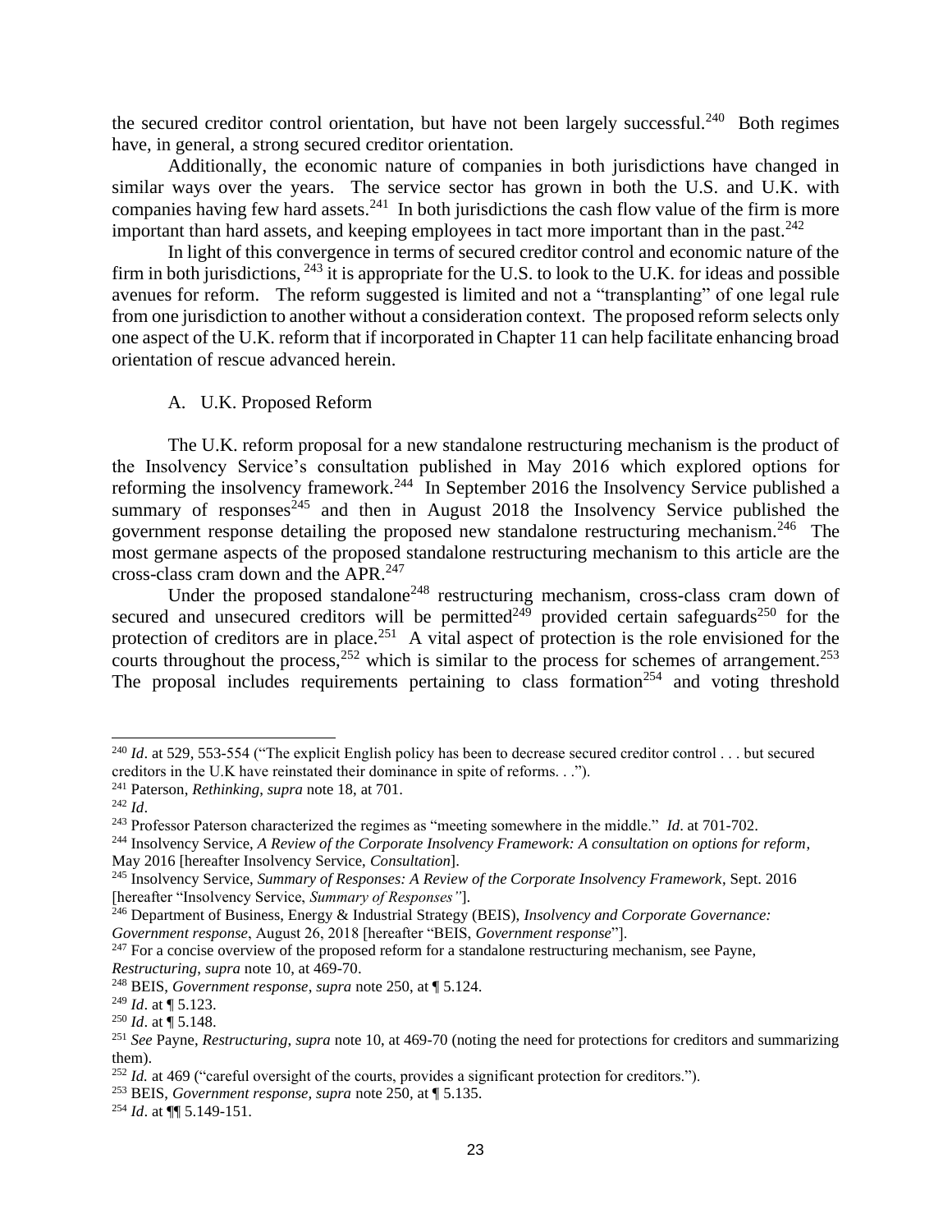the secured creditor control orientation, but have not been largely successful.[240] Both regimes have, in general, a strong secured creditor orientation.

Additionally, the economic nature of companies in both jurisdictions have changed in similar ways over the years. The service sector has grown in both the U.S. and U.K. with companies having few hard assets.[241] In both jurisdictions the cash flow value of the firm is more important than hard assets, and keeping employees in tact more important than in the past.[242]

In light of this convergence in terms of secured creditor control and economic nature of the firm in both jurisdictions, [243] it is appropriate for the U.S. to look to the U.K. for ideas and possible avenues for reform. The reform suggested is limited and not a "transplanting" of one legal rule from one jurisdiction to another without a consideration context. The proposed reform selects only one aspect of the U.K. reform that if incorporated in Chapter 11 can help facilitate enhancing broad orientation of rescue advanced herein.

### A. U.K. Proposed Reform

The U.K. reform proposal for a new standalone restructuring mechanism is the product of the Insolvency Service's consultation published in May 2016 which explored options for reforming the insolvency framework.[244] In September 2016 the Insolvency Service published a summary of responses[245] and then in August 2018 the Insolvency Service published the government response detailing the proposed new standalone restructuring mechanism.[246] The most germane aspects of the proposed standalone restructuring mechanism to this article are the cross-class cram down and the APR.[247]

Under the proposed standalone[248] restructuring mechanism, cross-class cram down of secured and unsecured creditors will be permitted[249] provided certain safeguards[250] for the protection of creditors are in place.[251] A vital aspect of protection is the role envisioned for the courts throughout the process,[252] which is similar to the process for schemes of arrangement.[253] The proposal includes requirements pertaining to class formation[254] and voting threshold

---

[240] *Id*. at 529, 553-554 ("The explicit English policy has been to decrease secured creditor control . . . but secured creditors in the U.K have reinstated their dominance in spite of reforms. . .").

[241] Paterson, *Rethinking*, *supra* note 18, at 701.

[242] *Id*.

[243] Professor Paterson characterized the regimes as "meeting somewhere in the middle." *Id*. at 701-702.

[244] Insolvency Service, *A Review of the Corporate Insolvency Framework: A consultation on options for reform*, May 2016 [hereafter Insolvency Service, *Consultation*].

[245] Insolvency Service, *Summary of Responses: A Review of the Corporate Insolvency Framework*, Sept. 2016 [hereafter "Insolvency Service, *Summary of Responses"*].

[246] Department of Business, Energy & Industrial Strategy (BEIS), *Insolvency and Corporate Governance: Government response*, August 26, 2018 [hereafter "BEIS, *Government response*"].

[247] For a concise overview of the proposed reform for a standalone restructuring mechanism, see Payne, *Restructuring*, *supra* note 10, at 469-70.

[248] BEIS, *Government response*, *supra* note 250, at ¶ 5.124.

[249] *Id*. at ¶ 5.123.

[250] *Id*. at ¶ 5.148.

[251] *See* Payne, *Restructuring*, *supra* note 10, at 469-70 (noting the need for protections for creditors and summarizing them).

[252] *Id.* at 469 ("careful oversight of the courts, provides a significant protection for creditors.").

[253] BEIS, *Government response, supra* note 250, at ¶ 5.135.

[254] *Id*. at ¶¶ 5.149-151.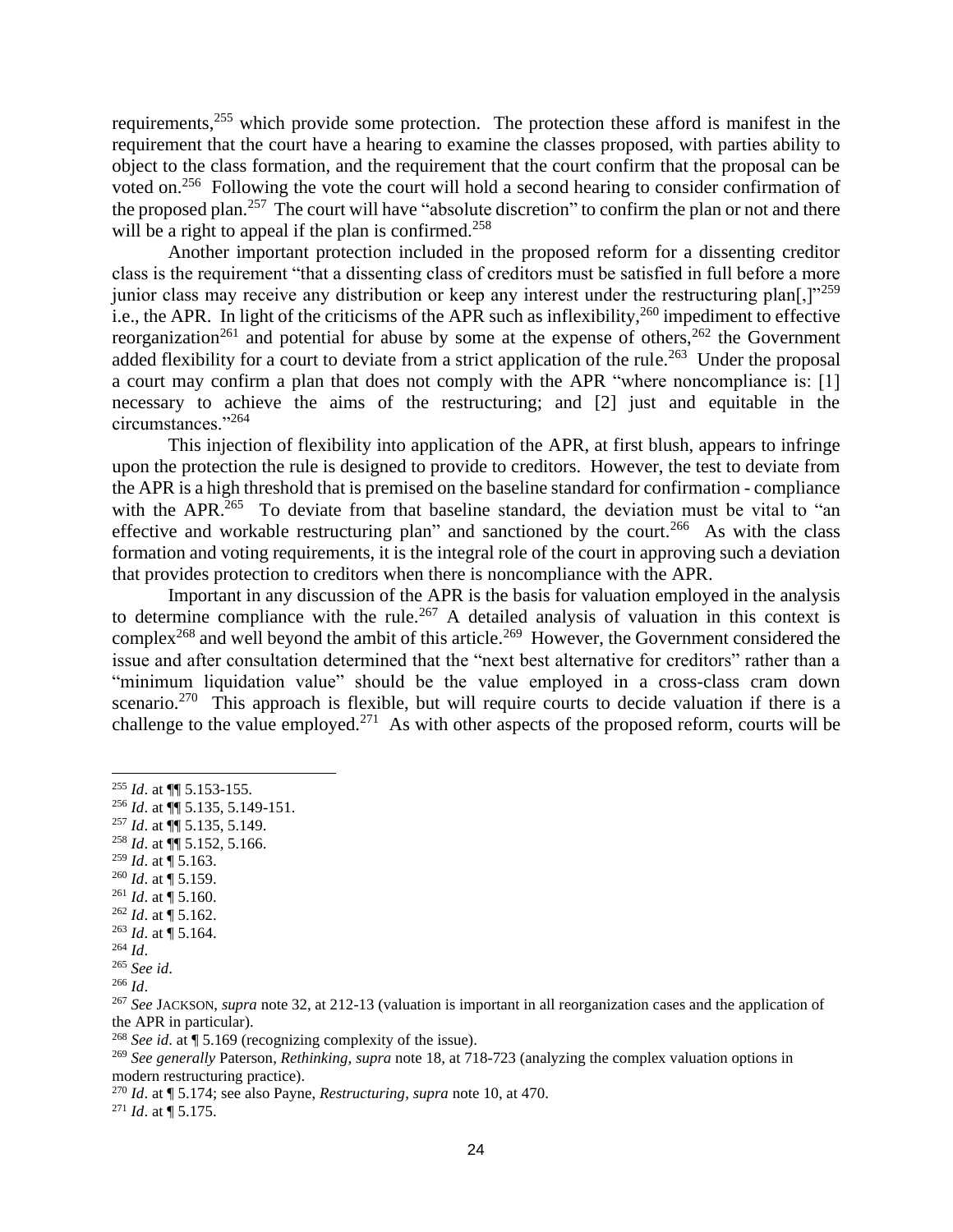requirements,[255] which provide some protection. The protection these afford is manifest in the requirement that the court have a hearing to examine the classes proposed, with parties ability to object to the class formation, and the requirement that the court confirm that the proposal can be voted on.[256] Following the vote the court will hold a second hearing to consider confirmation of the proposed plan.[257] The court will have "absolute discretion" to confirm the plan or not and there will be a right to appeal if the plan is confirmed.[258]

Another important protection included in the proposed reform for a dissenting creditor class is the requirement "that a dissenting class of creditors must be satisfied in full before a more junior class may receive any distribution or keep any interest under the restructuring plan[,]"[259] i.e., the APR. In light of the criticisms of the APR such as inflexibility,[260] impediment to effective reorganization[261] and potential for abuse by some at the expense of others,[262] the Government added flexibility for a court to deviate from a strict application of the rule.[263] Under the proposal a court may confirm a plan that does not comply with the APR "where noncompliance is: [1] necessary to achieve the aims of the restructuring; and [2] just and equitable in the circumstances."[264]

This injection of flexibility into application of the APR, at first blush, appears to infringe upon the protection the rule is designed to provide to creditors. However, the test to deviate from the APR is a high threshold that is premised on the baseline standard for confirmation - compliance with the APR.[265] To deviate from that baseline standard, the deviation must be vital to "an effective and workable restructuring plan" and sanctioned by the court.[266] As with the class formation and voting requirements, it is the integral role of the court in approving such a deviation that provides protection to creditors when there is noncompliance with the APR.

Important in any discussion of the APR is the basis for valuation employed in the analysis to determine compliance with the rule.[267] A detailed analysis of valuation in this context is complex[268] and well beyond the ambit of this article.[269] However, the Government considered the issue and after consultation determined that the "next best alternative for creditors" rather than a "minimum liquidation value" should be the value employed in a cross-class cram down scenario.[270] This approach is flexible, but will require courts to decide valuation if there is a challenge to the value employed.[271] As with other aspects of the proposed reform, courts will be

---

[255] *Id*. at ¶¶ 5.153-155.
[256] *Id*. at ¶¶ 5.135, 5.149-151.
[257] *Id*. at ¶¶ 5.135, 5.149.
[258] *Id*. at ¶¶ 5.152, 5.166.
[259] *Id*. at ¶ 5.163.
[260] *Id*. at ¶ 5.159.
[261] *Id*. at ¶ 5.160.
[262] *Id*. at ¶ 5.162.
[263] *Id*. at ¶ 5.164.
[264] *Id*.
[265] *See id*.
[266] *Id*.
[267] *See* JACKSON, *supra* note 32, at 212-13 (valuation is important in all reorganization cases and the application of the APR in particular).
[268] *See id*. at ¶ 5.169 (recognizing complexity of the issue).
[269] *See generally* Paterson, *Rethinking, supra* note 18, at 718-723 (analyzing the complex valuation options in modern restructuring practice).
[270] *Id*. at ¶ 5.174; see also Payne, *Restructuring*, *supra* note 10, at 470.
[271] *Id*. at ¶ 5.175.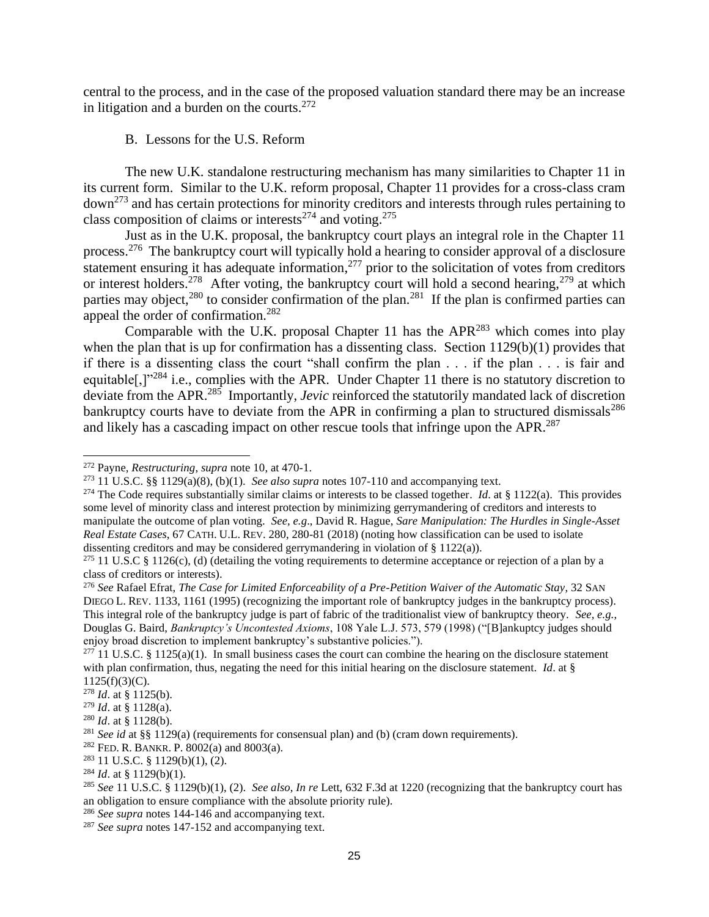central to the process, and in the case of the proposed valuation standard there may be an increase in litigation and a burden on the courts.[272]

B. Lessons for the U.S. Reform

The new U.K. standalone restructuring mechanism has many similarities to Chapter 11 in its current form. Similar to the U.K. reform proposal, Chapter 11 provides for a cross-class cram down[273] and has certain protections for minority creditors and interests through rules pertaining to class composition of claims or interests[274] and voting.[275]

Just as in the U.K. proposal, the bankruptcy court plays an integral role in the Chapter 11 process.[276] The bankruptcy court will typically hold a hearing to consider approval of a disclosure statement ensuring it has adequate information,[277] prior to the solicitation of votes from creditors or interest holders.[278] After voting, the bankruptcy court will hold a second hearing,[279] at which parties may object,[280] to consider confirmation of the plan.[281] If the plan is confirmed parties can appeal the order of confirmation.[282]

Comparable with the U.K. proposal Chapter 11 has the APR[283] which comes into play when the plan that is up for confirmation has a dissenting class. Section 1129(b)(1) provides that if there is a dissenting class the court "shall confirm the plan . . . if the plan . . . is fair and equitable[,]"[284] i.e., complies with the APR. Under Chapter 11 there is no statutory discretion to deviate from the APR.[285] Importantly, *Jevic* reinforced the statutorily mandated lack of discretion bankruptcy courts have to deviate from the APR in confirming a plan to structured dismissals[286] and likely has a cascading impact on other rescue tools that infringe upon the APR.[287]

---

[272] Payne, *Restructuring*, *supra* note 10, at 470-1.

[273] 11 U.S.C. §§ 1129(a)(8), (b)(1). *See also supra* notes 107-110 and accompanying text.

[274] The Code requires substantially similar claims or interests to be classed together. *Id*. at § 1122(a). This provides some level of minority class and interest protection by minimizing gerrymandering of creditors and interests to manipulate the outcome of plan voting. *See, e.g*., David R. Hague, *Sare Manipulation: The Hurdles in Single-Asset Real Estate Cases*, 67 CATH. U.L. REV. 280, 280-81 (2018) (noting how classification can be used to isolate dissenting creditors and may be considered gerrymandering in violation of § 1122(a)).

[275] 11 U.S.C § 1126(c), (d) (detailing the voting requirements to determine acceptance or rejection of a plan by a class of creditors or interests).

[276] *See* Rafael Efrat, *The Case for Limited Enforceability of a Pre-Petition Waiver of the Automatic Stay*, 32 SAN DIEGO L. REV. 1133, 1161 (1995) (recognizing the important role of bankruptcy judges in the bankruptcy process). This integral role of the bankruptcy judge is part of fabric of the traditionalist view of bankruptcy theory. *See, e.g.,* Douglas G. Baird, *Bankruptcy's Uncontested Axioms*, 108 Yale L.J. 573, 579 (1998) ("[B]ankruptcy judges should enjoy broad discretion to implement bankruptcy's substantive policies.").

[277] 11 U.S.C. § 1125(a)(1). In small business cases the court can combine the hearing on the disclosure statement with plan confirmation, thus, negating the need for this initial hearing on the disclosure statement. *Id*. at § 1125(f)(3)(C).

[278] *Id*. at § 1125(b).

[279] *Id*. at § 1128(a).

[280] *Id*. at § 1128(b).

[281] *See id* at §§ 1129(a) (requirements for consensual plan) and (b) (cram down requirements).

[282] FED. R. BANKR. P. 8002(a) and 8003(a).

[283] 11 U.S.C. § 1129(b)(1), (2).

[284] *Id*. at § 1129(b)(1).

[285] *See* 11 U.S.C. § 1129(b)(1), (2). *See also, In re* Lett, 632 F.3d at 1220 (recognizing that the bankruptcy court has an obligation to ensure compliance with the absolute priority rule).

[286] *See supra* notes 144-146 and accompanying text.

[287] *See supra* notes 147-152 and accompanying text.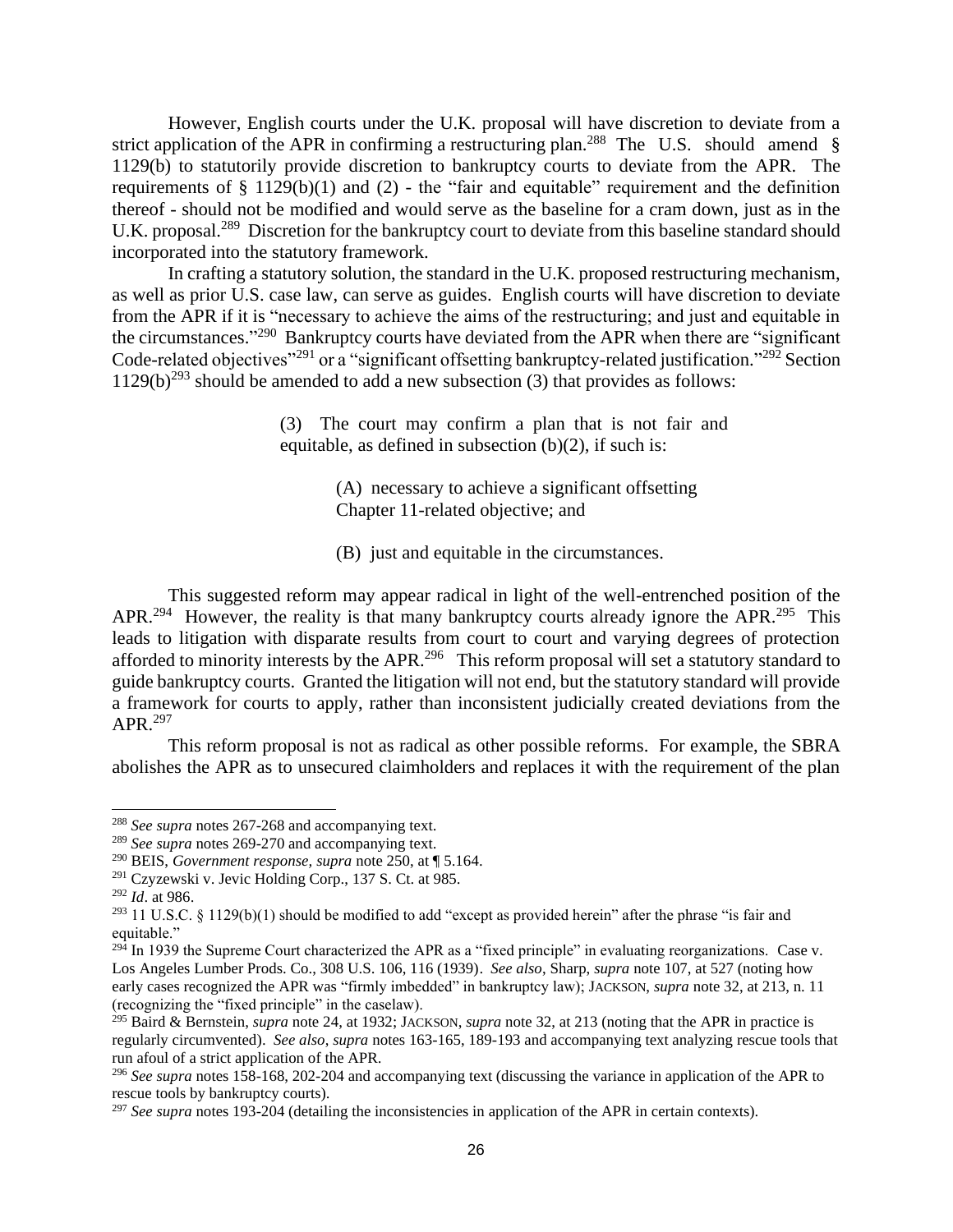However, English courts under the U.K. proposal will have discretion to deviate from a strict application of the APR in confirming a restructuring plan.[288] The U.S. should amend § 1129(b) to statutorily provide discretion to bankruptcy courts to deviate from the APR. The requirements of § 1129(b)(1) and (2) - the "fair and equitable" requirement and the definition thereof - should not be modified and would serve as the baseline for a cram down, just as in the U.K. proposal.[289] Discretion for the bankruptcy court to deviate from this baseline standard should incorporated into the statutory framework.

In crafting a statutory solution, the standard in the U.K. proposed restructuring mechanism, as well as prior U.S. case law, can serve as guides. English courts will have discretion to deviate from the APR if it is "necessary to achieve the aims of the restructuring; and just and equitable in the circumstances."[290] Bankruptcy courts have deviated from the APR when there are "significant Code-related objectives"[291] or a "significant offsetting bankruptcy-related justification."[292] Section 1129(b)[293] should be amended to add a new subsection (3) that provides as follows:

> (3) The court may confirm a plan that is not fair and equitable, as defined in subsection (b)(2), if such is:
>
> > (A) necessary to achieve a significant offsetting Chapter 11-related objective; and
> >
> > (B) just and equitable in the circumstances.

This suggested reform may appear radical in light of the well-entrenched position of the APR.[294] However, the reality is that many bankruptcy courts already ignore the APR.[295] This leads to litigation with disparate results from court to court and varying degrees of protection afforded to minority interests by the APR.[296] This reform proposal will set a statutory standard to guide bankruptcy courts. Granted the litigation will not end, but the statutory standard will provide a framework for courts to apply, rather than inconsistent judicially created deviations from the APR.[297]

This reform proposal is not as radical as other possible reforms. For example, the SBRA abolishes the APR as to unsecured claimholders and replaces it with the requirement of the plan

---

[288] *See supra* notes 267-268 and accompanying text.

[289] *See supra* notes 269-270 and accompanying text.

[290] BEIS, *Government response, supra* note 250, at ¶ 5.164.

[291] Czyzewski v. Jevic Holding Corp., 137 S. Ct. at 985.

[292] *Id*. at 986.

[293] 11 U.S.C. § 1129(b)(1) should be modified to add "except as provided herein" after the phrase "is fair and equitable."

[294] In 1939 the Supreme Court characterized the APR as a "fixed principle" in evaluating reorganizations. Case v. Los Angeles Lumber Prods. Co., 308 U.S. 106, 116 (1939). *See also*, Sharp, *supra* note 107, at 527 (noting how early cases recognized the APR was "firmly imbedded" in bankruptcy law); JACKSON, *supra* note 32, at 213, n. 11 (recognizing the "fixed principle" in the caselaw).

[295] Baird & Bernstein, *supra* note 24, at 1932; JACKSON, *supra* note 32, at 213 (noting that the APR in practice is regularly circumvented). *See also*, *supra* notes 163-165, 189-193 and accompanying text analyzing rescue tools that run afoul of a strict application of the APR.

[296] *See supra* notes 158-168, 202-204 and accompanying text (discussing the variance in application of the APR to rescue tools by bankruptcy courts).

[297] *See supra* notes 193-204 (detailing the inconsistencies in application of the APR in certain contexts).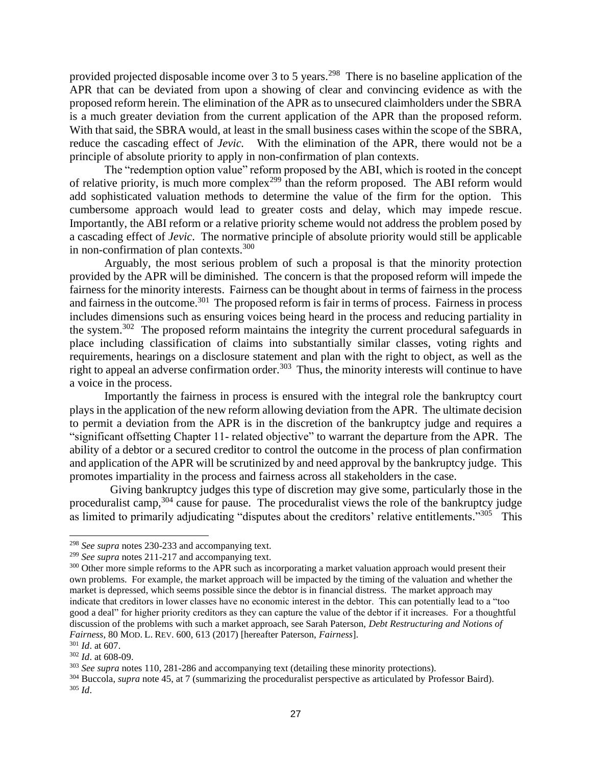provided projected disposable income over 3 to 5 years.[298] There is no baseline application of the APR that can be deviated from upon a showing of clear and convincing evidence as with the proposed reform herein. The elimination of the APR as to unsecured claimholders under the SBRA is a much greater deviation from the current application of the APR than the proposed reform. With that said, the SBRA would, at least in the small business cases within the scope of the SBRA, reduce the cascading effect of *Jevic.* With the elimination of the APR, there would not be a principle of absolute priority to apply in non-confirmation of plan contexts.

The "redemption option value" reform proposed by the ABI, which is rooted in the concept of relative priority, is much more complex[299] than the reform proposed. The ABI reform would add sophisticated valuation methods to determine the value of the firm for the option. This cumbersome approach would lead to greater costs and delay, which may impede rescue. Importantly, the ABI reform or a relative priority scheme would not address the problem posed by a cascading effect of *Jevic*. The normative principle of absolute priority would still be applicable in non-confirmation of plan contexts.[300]

Arguably, the most serious problem of such a proposal is that the minority protection provided by the APR will be diminished. The concern is that the proposed reform will impede the fairness for the minority interests. Fairness can be thought about in terms of fairness in the process and fairness in the outcome.[301] The proposed reform is fair in terms of process. Fairness in process includes dimensions such as ensuring voices being heard in the process and reducing partiality in the system.[302] The proposed reform maintains the integrity the current procedural safeguards in place including classification of claims into substantially similar classes, voting rights and requirements, hearings on a disclosure statement and plan with the right to object, as well as the right to appeal an adverse confirmation order.[303] Thus, the minority interests will continue to have a voice in the process.

Importantly the fairness in process is ensured with the integral role the bankruptcy court plays in the application of the new reform allowing deviation from the APR. The ultimate decision to permit a deviation from the APR is in the discretion of the bankruptcy judge and requires a "significant offsetting Chapter 11- related objective" to warrant the departure from the APR. The ability of a debtor or a secured creditor to control the outcome in the process of plan confirmation and application of the APR will be scrutinized by and need approval by the bankruptcy judge. This promotes impartiality in the process and fairness across all stakeholders in the case.

Giving bankruptcy judges this type of discretion may give some, particularly those in the proceduralist camp,[304] cause for pause. The proceduralist views the role of the bankruptcy judge as limited to primarily adjudicating "disputes about the creditors' relative entitlements."[305] This

---

[298] *See supra* notes 230-233 and accompanying text.

[299] *See supra* notes 211-217 and accompanying text.

[300] Other more simple reforms to the APR such as incorporating a market valuation approach would present their own problems. For example, the market approach will be impacted by the timing of the valuation and whether the market is depressed, which seems possible since the debtor is in financial distress. The market approach may indicate that creditors in lower classes have no economic interest in the debtor. This can potentially lead to a "too good a deal" for higher priority creditors as they can capture the value of the debtor if it increases. For a thoughtful discussion of the problems with such a market approach, see Sarah Paterson, *Debt Restructuring and Notions of Fairness*, 80 MOD. L. REV. 600, 613 (2017) [hereafter Paterson, *Fairness*].

[301] *Id*. at 607.

[302] *Id*. at 608-09.

[303] *See supra* notes 110, 281-286 and accompanying text (detailing these minority protections).

[304] Buccola, *supra* note 45, at 7 (summarizing the proceduralist perspective as articulated by Professor Baird).

[305] *Id*.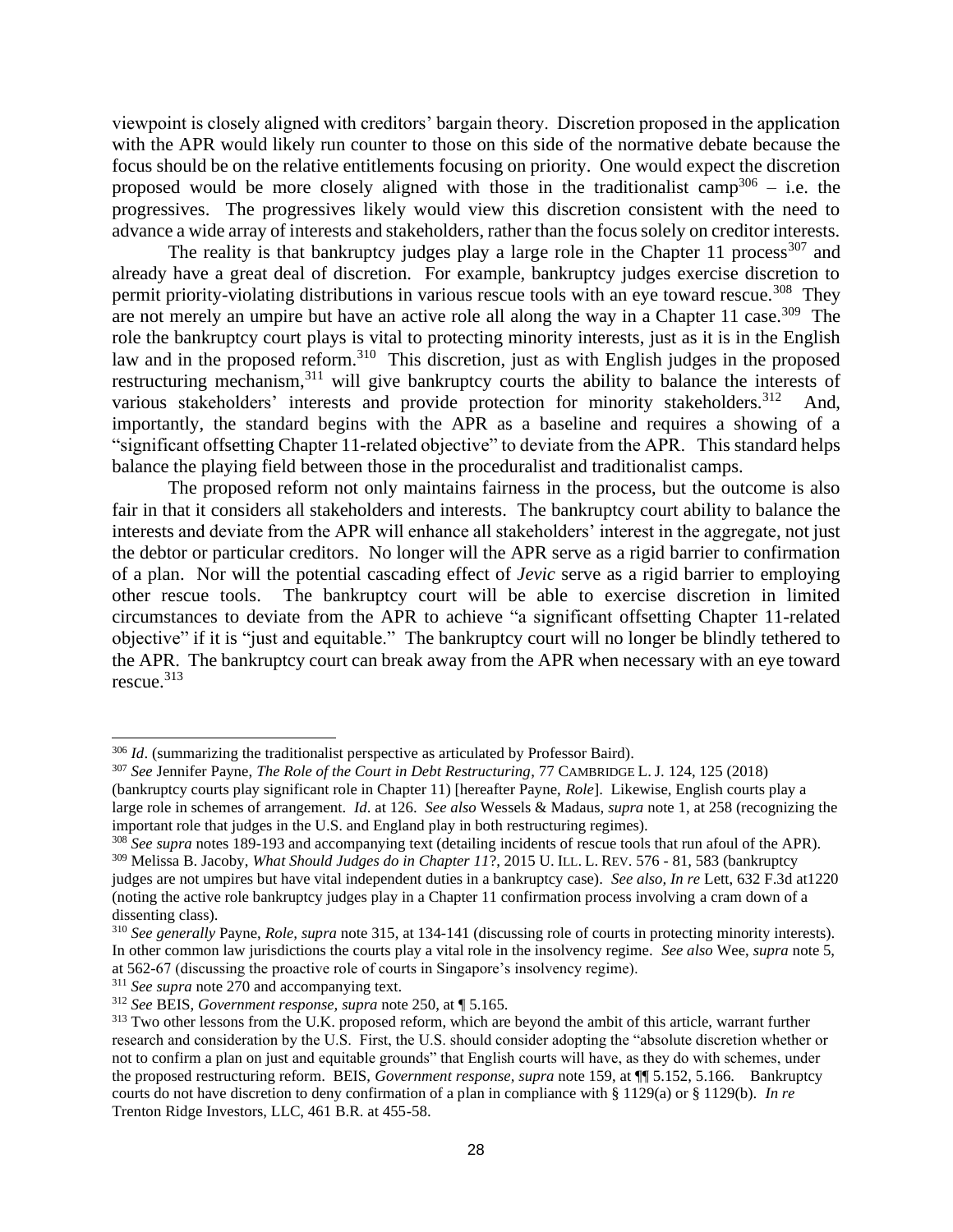viewpoint is closely aligned with creditors' bargain theory. Discretion proposed in the application with the APR would likely run counter to those on this side of the normative debate because the focus should be on the relative entitlements focusing on priority. One would expect the discretion proposed would be more closely aligned with those in the traditionalist camp[306] – i.e. the progressives. The progressives likely would view this discretion consistent with the need to advance a wide array of interests and stakeholders, rather than the focus solely on creditor interests.

The reality is that bankruptcy judges play a large role in the Chapter 11 process[307] and already have a great deal of discretion. For example, bankruptcy judges exercise discretion to permit priority-violating distributions in various rescue tools with an eye toward rescue.[308] They are not merely an umpire but have an active role all along the way in a Chapter 11 case.[309] The role the bankruptcy court plays is vital to protecting minority interests, just as it is in the English law and in the proposed reform.[310] This discretion, just as with English judges in the proposed restructuring mechanism,[311] will give bankruptcy courts the ability to balance the interests of various stakeholders' interests and provide protection for minority stakeholders.[312] And, importantly, the standard begins with the APR as a baseline and requires a showing of a "significant offsetting Chapter 11-related objective" to deviate from the APR. This standard helps balance the playing field between those in the proceduralist and traditionalist camps.

The proposed reform not only maintains fairness in the process, but the outcome is also fair in that it considers all stakeholders and interests. The bankruptcy court ability to balance the interests and deviate from the APR will enhance all stakeholders' interest in the aggregate, not just the debtor or particular creditors. No longer will the APR serve as a rigid barrier to confirmation of a plan. Nor will the potential cascading effect of *Jevic* serve as a rigid barrier to employing other rescue tools. The bankruptcy court will be able to exercise discretion in limited circumstances to deviate from the APR to achieve "a significant offsetting Chapter 11-related objective" if it is "just and equitable." The bankruptcy court will no longer be blindly tethered to the APR. The bankruptcy court can break away from the APR when necessary with an eye toward rescue.[313]

---

[306] *Id*. (summarizing the traditionalist perspective as articulated by Professor Baird).

[307] *See* Jennifer Payne, *The Role of the Court in Debt Restructuring*, 77 CAMBRIDGE L. J. 124, 125 (2018) (bankruptcy courts play significant role in Chapter 11) [hereafter Payne, *Role*]. Likewise, English courts play a large role in schemes of arrangement. *Id*. at 126. *See also* Wessels & Madaus, *supra* note 1, at 258 (recognizing the important role that judges in the U.S. and England play in both restructuring regimes).

[308] *See supra* notes 189-193 and accompanying text (detailing incidents of rescue tools that run afoul of the APR).

[309] Melissa B. Jacoby, *What Should Judges do in Chapter 11*?, 2015 U. ILL. L. REV. 576 - 81, 583 (bankruptcy judges are not umpires but have vital independent duties in a bankruptcy case). *See also, In re* Lett, 632 F.3d at1220 (noting the active role bankruptcy judges play in a Chapter 11 confirmation process involving a cram down of a dissenting class).

[310] *See generally* Payne, *Role, supra* note 315, at 134-141 (discussing role of courts in protecting minority interests). In other common law jurisdictions the courts play a vital role in the insolvency regime. *See also* Wee, *supra* note 5, at 562-67 (discussing the proactive role of courts in Singapore's insolvency regime).

[311] *See supra* note 270 and accompanying text.

[312] *See* BEIS, *Government response, supra* note 250, at ¶ 5.165.

[313] Two other lessons from the U.K. proposed reform, which are beyond the ambit of this article, warrant further research and consideration by the U.S. First, the U.S. should consider adopting the "absolute discretion whether or not to confirm a plan on just and equitable grounds" that English courts will have, as they do with schemes, under the proposed restructuring reform. BEIS, *Government response, supra* note 159, at ¶¶ 5.152, 5.166. Bankruptcy courts do not have discretion to deny confirmation of a plan in compliance with § 1129(a) or § 1129(b). *In re* Trenton Ridge Investors, LLC, 461 B.R. at 455-58.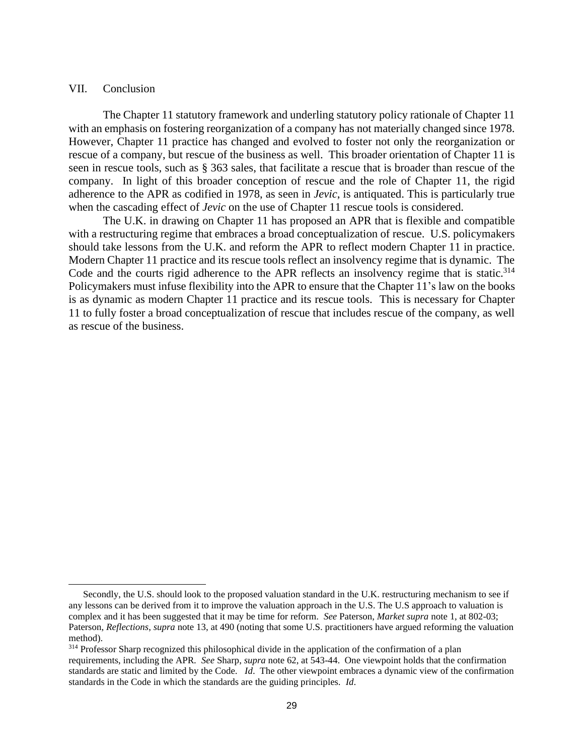## VII. Conclusion

The Chapter 11 statutory framework and underling statutory policy rationale of Chapter 11 with an emphasis on fostering reorganization of a company has not materially changed since 1978. However, Chapter 11 practice has changed and evolved to foster not only the reorganization or rescue of a company, but rescue of the business as well. This broader orientation of Chapter 11 is seen in rescue tools, such as § 363 sales, that facilitate a rescue that is broader than rescue of the company. In light of this broader conception of rescue and the role of Chapter 11, the rigid adherence to the APR as codified in 1978, as seen in *Jevic,* is antiquated. This is particularly true when the cascading effect of *Jevic* on the use of Chapter 11 rescue tools is considered.

The U.K. in drawing on Chapter 11 has proposed an APR that is flexible and compatible with a restructuring regime that embraces a broad conceptualization of rescue. U.S. policymakers should take lessons from the U.K. and reform the APR to reflect modern Chapter 11 in practice. Modern Chapter 11 practice and its rescue tools reflect an insolvency regime that is dynamic. The Code and the courts rigid adherence to the APR reflects an insolvency regime that is static.[314] Policymakers must infuse flexibility into the APR to ensure that the Chapter 11's law on the books is as dynamic as modern Chapter 11 practice and its rescue tools. This is necessary for Chapter 11 to fully foster a broad conceptualization of rescue that includes rescue of the company, as well as rescue of the business.

---

Secondly, the U.S. should look to the proposed valuation standard in the U.K. restructuring mechanism to see if any lessons can be derived from it to improve the valuation approach in the U.S. The U.S approach to valuation is complex and it has been suggested that it may be time for reform. *See* Paterson, *Market supra* note 1, at 802-03; Paterson, *Reflections*, *supra* note 13, at 490 (noting that some U.S. practitioners have argued reforming the valuation method).

[314] Professor Sharp recognized this philosophical divide in the application of the confirmation of a plan requirements, including the APR. *See* Sharp, *supra* note 62, at 543-44. One viewpoint holds that the confirmation standards are static and limited by the Code. *Id*. The other viewpoint embraces a dynamic view of the confirmation standards in the Code in which the standards are the guiding principles. *Id*.